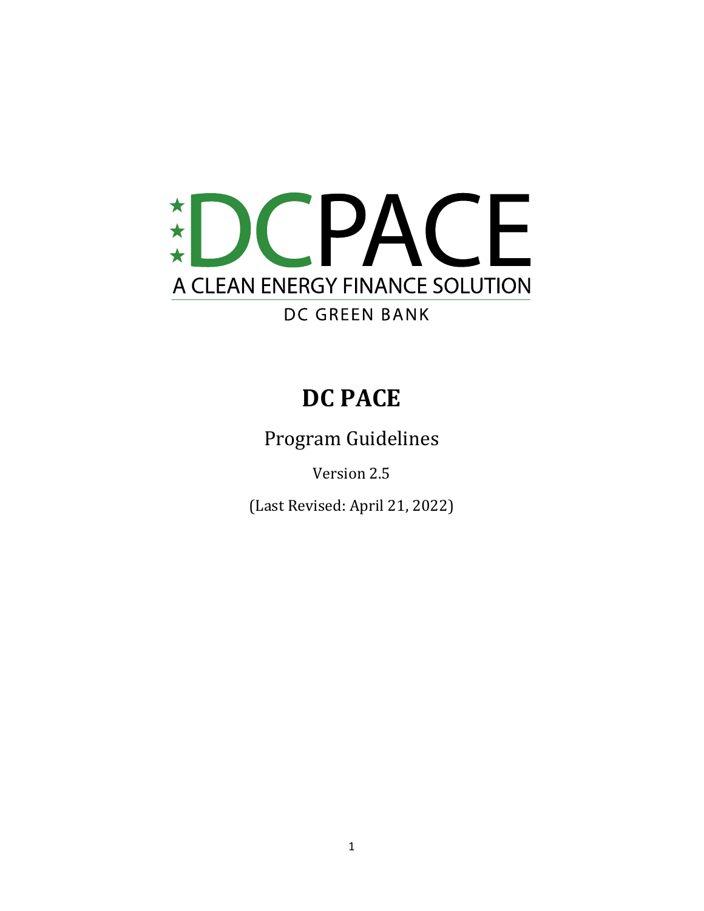DCPACE

A CLEAN ENERGY FINANCE SOLUTION

DC GREEN BANK

# DC PACE

## Program Guidelines

Version 2.5

(Last Revised: April 21, 2022)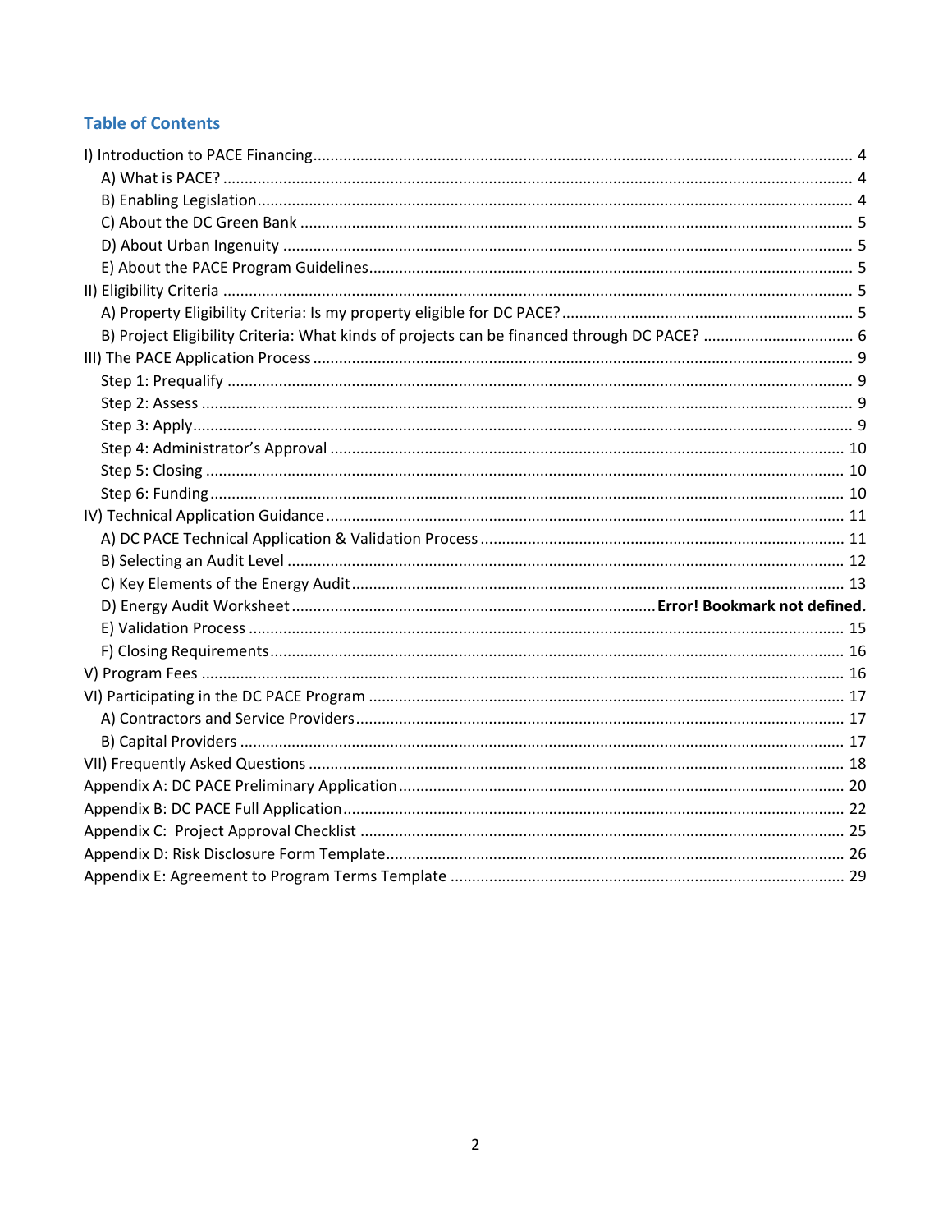## Table of Contents

I) Introduction to PACE Financing ... 4
- A) What is PACE? ... 4
- B) Enabling Legislation ... 4
- C) About the DC Green Bank ... 5
- D) About Urban Ingenuity ... 5
- E) About the PACE Program Guidelines ... 5

II) Eligibility Criteria ... 5
- A) Property Eligibility Criteria: Is my property eligible for DC PACE? ... 5
- B) Project Eligibility Criteria: What kinds of projects can be financed through DC PACE? ... 6

III) The PACE Application Process ... 9
- Step 1: Prequalify ... 9
- Step 2: Assess ... 9
- Step 3: Apply ... 9
- Step 4: Administrator's Approval ... 10
- Step 5: Closing ... 10
- Step 6: Funding ... 10

IV) Technical Application Guidance ... 11
- A) DC PACE Technical Application & Validation Process ... 11
- B) Selecting an Audit Level ... 12
- C) Key Elements of the Energy Audit ... 13
- D) Energy Audit Worksheet ... **Error! Bookmark not defined.**
- E) Validation Process ... 15
- F) Closing Requirements ... 16

V) Program Fees ... 16

VI) Participating in the DC PACE Program ... 17
- A) Contractors and Service Providers ... 17
- B) Capital Providers ... 17

VII) Frequently Asked Questions ... 18

Appendix A: DC PACE Preliminary Application ... 20

Appendix B: DC PACE Full Application ... 22

Appendix C: Project Approval Checklist ... 25

Appendix D: Risk Disclosure Form Template ... 26

Appendix E: Agreement to Program Terms Template ... 29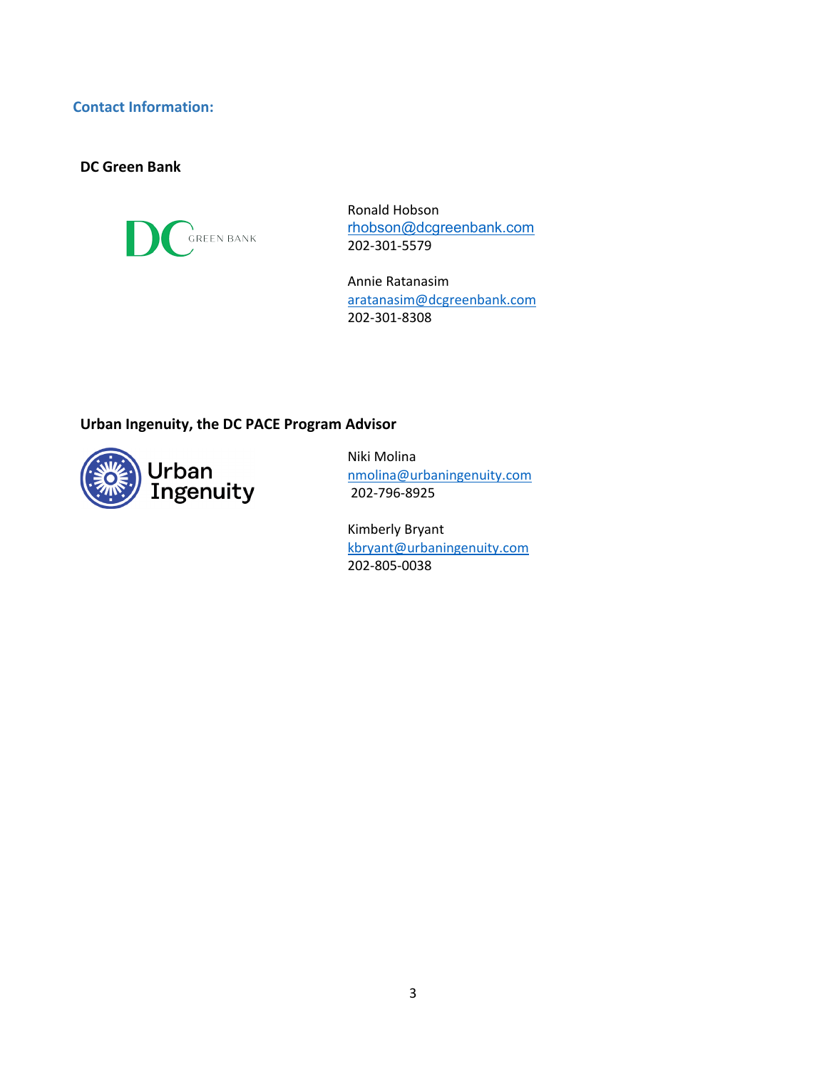## Contact Information:

### DC Green Bank

Ronald Hobson
rhobson@dcgreenbank.com
202-301-5579

Annie Ratanasim
aratanasim@dcgreenbank.com
202-301-8308

### Urban Ingenuity, the DC PACE Program Advisor

Niki Molina
nmolina@urbaningenuity.com
202-796-8925

Kimberly Bryant
kbryant@urbaningenuity.com
202-805-0038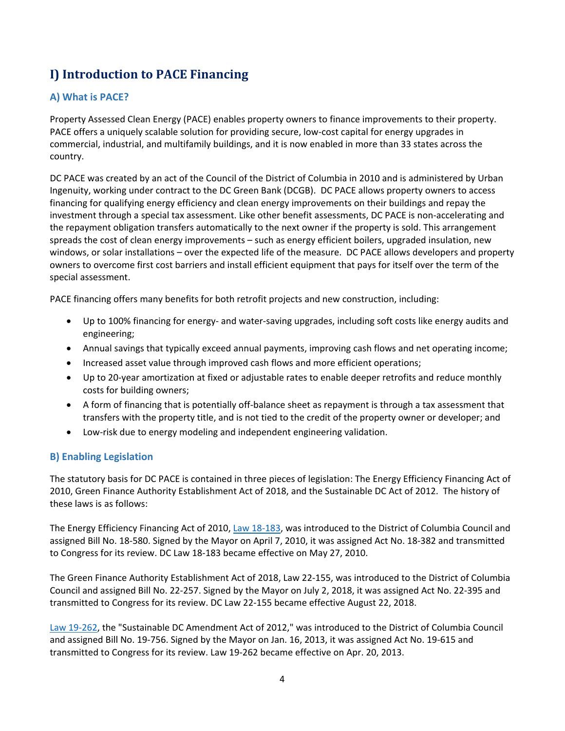# I) Introduction to PACE Financing

## A) What is PACE?

Property Assessed Clean Energy (PACE) enables property owners to finance improvements to their property. PACE offers a uniquely scalable solution for providing secure, low-cost capital for energy upgrades in commercial, industrial, and multifamily buildings, and it is now enabled in more than 33 states across the country.

DC PACE was created by an act of the Council of the District of Columbia in 2010 and is administered by Urban Ingenuity, working under contract to the DC Green Bank (DCGB). DC PACE allows property owners to access financing for qualifying energy efficiency and clean energy improvements on their buildings and repay the investment through a special tax assessment. Like other benefit assessments, DC PACE is non-accelerating and the repayment obligation transfers automatically to the next owner if the property is sold. This arrangement spreads the cost of clean energy improvements – such as energy efficient boilers, upgraded insulation, new windows, or solar installations – over the expected life of the measure. DC PACE allows developers and property owners to overcome first cost barriers and install efficient equipment that pays for itself over the term of the special assessment.

PACE financing offers many benefits for both retrofit projects and new construction, including:

- Up to 100% financing for energy- and water-saving upgrades, including soft costs like energy audits and engineering;
- Annual savings that typically exceed annual payments, improving cash flows and net operating income;
- Increased asset value through improved cash flows and more efficient operations;
- Up to 20-year amortization at fixed or adjustable rates to enable deeper retrofits and reduce monthly costs for building owners;
- A form of financing that is potentially off-balance sheet as repayment is through a tax assessment that transfers with the property title, and is not tied to the credit of the property owner or developer; and
- Low-risk due to energy modeling and independent engineering validation.

## B) Enabling Legislation

The statutory basis for DC PACE is contained in three pieces of legislation: The Energy Efficiency Financing Act of 2010, Green Finance Authority Establishment Act of 2018, and the Sustainable DC Act of 2012. The history of these laws is as follows:

The Energy Efficiency Financing Act of 2010, Law 18-183, was introduced to the District of Columbia Council and assigned Bill No. 18-580. Signed by the Mayor on April 7, 2010, it was assigned Act No. 18-382 and transmitted to Congress for its review. DC Law 18-183 became effective on May 27, 2010.

The Green Finance Authority Establishment Act of 2018, Law 22-155, was introduced to the District of Columbia Council and assigned Bill No. 22-257. Signed by the Mayor on July 2, 2018, it was assigned Act No. 22-395 and transmitted to Congress for its review. DC Law 22-155 became effective August 22, 2018.

Law 19-262, the "Sustainable DC Amendment Act of 2012," was introduced to the District of Columbia Council and assigned Bill No. 19-756. Signed by the Mayor on Jan. 16, 2013, it was assigned Act No. 19-615 and transmitted to Congress for its review. Law 19-262 became effective on Apr. 20, 2013.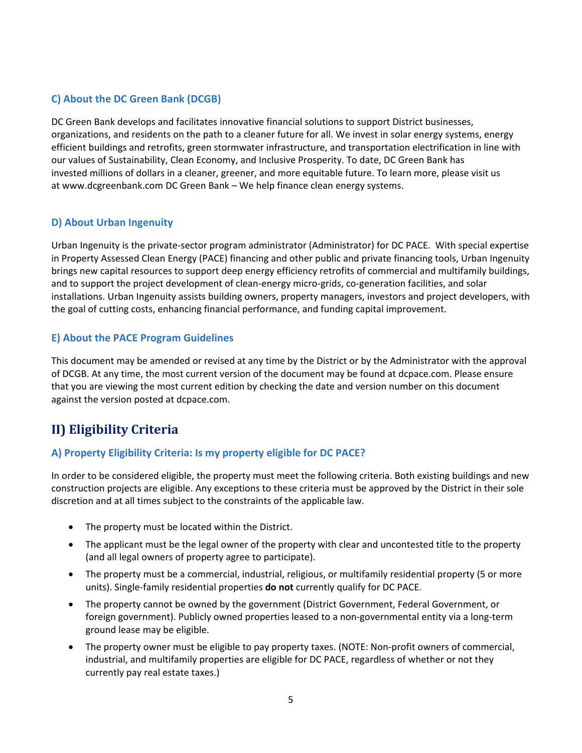### C) About the DC Green Bank (DCGB)

DC Green Bank develops and facilitates innovative financial solutions to support District businesses, organizations, and residents on the path to a cleaner future for all. We invest in solar energy systems, energy efficient buildings and retrofits, green stormwater infrastructure, and transportation electrification in line with our values of Sustainability, Clean Economy, and Inclusive Prosperity. To date, DC Green Bank has invested millions of dollars in a cleaner, greener, and more equitable future. To learn more, please visit us at www.dcgreenbank.com DC Green Bank – We help finance clean energy systems.

### D) About Urban Ingenuity

Urban Ingenuity is the private-sector program administrator (Administrator) for DC PACE. With special expertise in Property Assessed Clean Energy (PACE) financing and other public and private financing tools, Urban Ingenuity brings new capital resources to support deep energy efficiency retrofits of commercial and multifamily buildings, and to support the project development of clean-energy micro-grids, co-generation facilities, and solar installations. Urban Ingenuity assists building owners, property managers, investors and project developers, with the goal of cutting costs, enhancing financial performance, and funding capital improvement.

### E) About the PACE Program Guidelines

This document may be amended or revised at any time by the District or by the Administrator with the approval of DCGB. At any time, the most current version of the document may be found at dcpace.com. Please ensure that you are viewing the most current edition by checking the date and version number on this document against the version posted at dcpace.com.

## II) Eligibility Criteria

### A) Property Eligibility Criteria: Is my property eligible for DC PACE?

In order to be considered eligible, the property must meet the following criteria. Both existing buildings and new construction projects are eligible. Any exceptions to these criteria must be approved by the District in their sole discretion and at all times subject to the constraints of the applicable law.

- The property must be located within the District.
- The applicant must be the legal owner of the property with clear and uncontested title to the property (and all legal owners of property agree to participate).
- The property must be a commercial, industrial, religious, or multifamily residential property (5 or more units). Single-family residential properties **do not** currently qualify for DC PACE.
- The property cannot be owned by the government (District Government, Federal Government, or foreign government). Publicly owned properties leased to a non-governmental entity via a long-term ground lease may be eligible.
- The property owner must be eligible to pay property taxes. (NOTE: Non-profit owners of commercial, industrial, and multifamily properties are eligible for DC PACE, regardless of whether or not they currently pay real estate taxes.)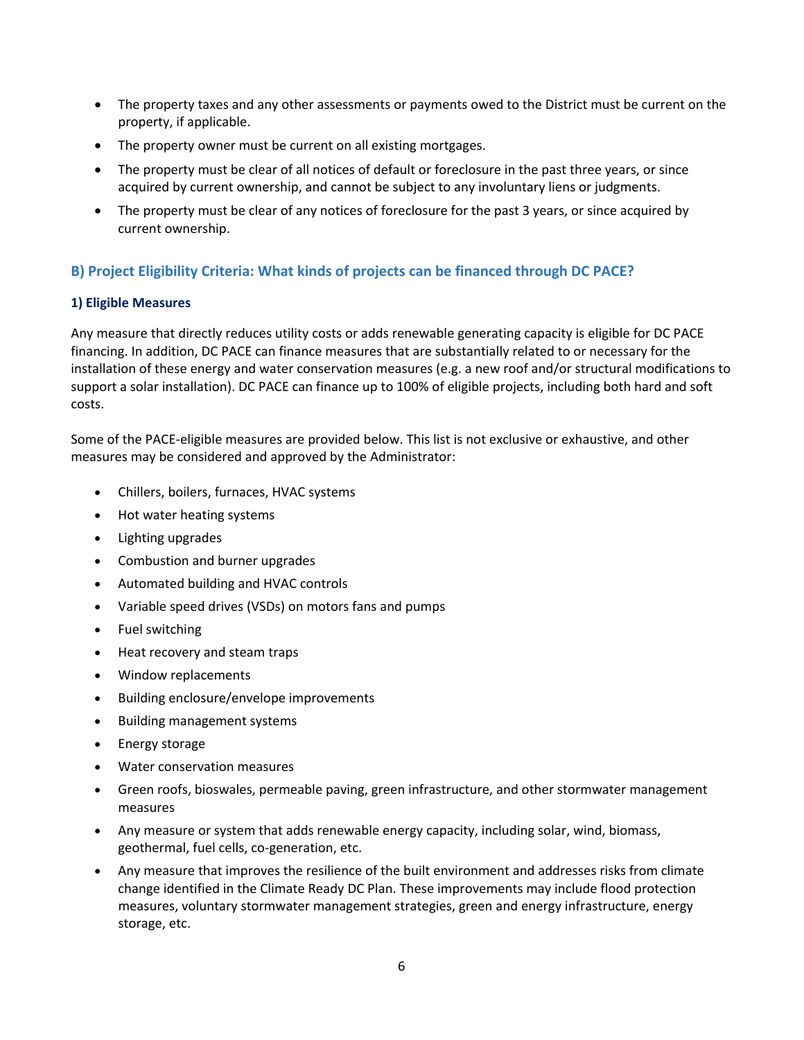- The property taxes and any other assessments or payments owed to the District must be current on the property, if applicable.
- The property owner must be current on all existing mortgages.
- The property must be clear of all notices of default or foreclosure in the past three years, or since acquired by current ownership, and cannot be subject to any involuntary liens or judgments.
- The property must be clear of any notices of foreclosure for the past 3 years, or since acquired by current ownership.

## B) Project Eligibility Criteria: What kinds of projects can be financed through DC PACE?

### 1) Eligible Measures

Any measure that directly reduces utility costs or adds renewable generating capacity is eligible for DC PACE financing. In addition, DC PACE can finance measures that are substantially related to or necessary for the installation of these energy and water conservation measures (e.g. a new roof and/or structural modifications to support a solar installation). DC PACE can finance up to 100% of eligible projects, including both hard and soft costs.

Some of the PACE-eligible measures are provided below. This list is not exclusive or exhaustive, and other measures may be considered and approved by the Administrator:

- Chillers, boilers, furnaces, HVAC systems
- Hot water heating systems
- Lighting upgrades
- Combustion and burner upgrades
- Automated building and HVAC controls
- Variable speed drives (VSDs) on motors fans and pumps
- Fuel switching
- Heat recovery and steam traps
- Window replacements
- Building enclosure/envelope improvements
- Building management systems
- Energy storage
- Water conservation measures
- Green roofs, bioswales, permeable paving, green infrastructure, and other stormwater management measures
- Any measure or system that adds renewable energy capacity, including solar, wind, biomass, geothermal, fuel cells, co-generation, etc.
- Any measure that improves the resilience of the built environment and addresses risks from climate change identified in the Climate Ready DC Plan. These improvements may include flood protection measures, voluntary stormwater management strategies, green and energy infrastructure, energy storage, etc.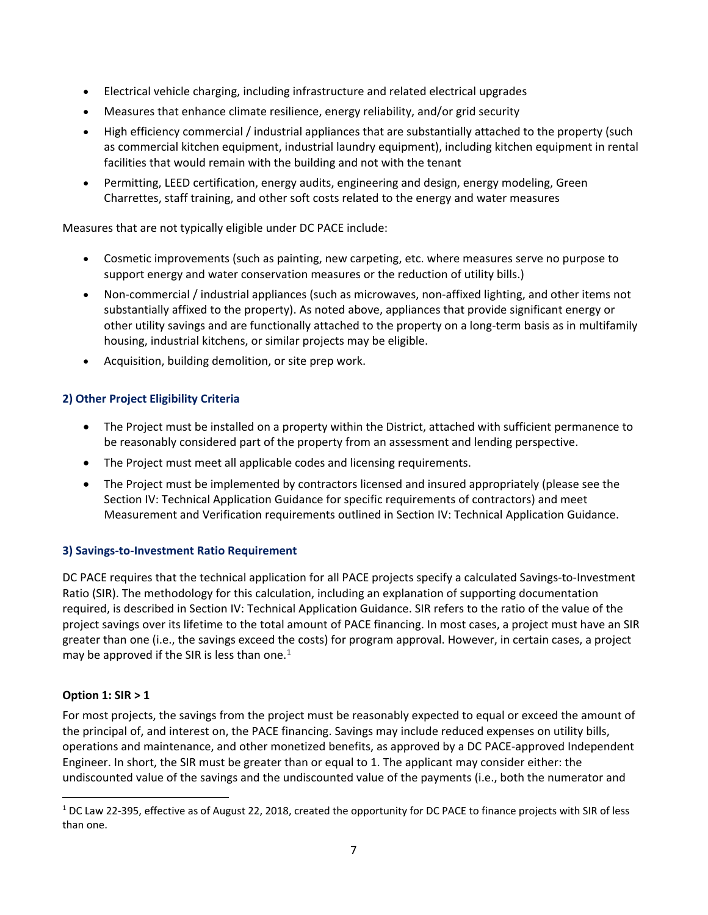- Electrical vehicle charging, including infrastructure and related electrical upgrades
- Measures that enhance climate resilience, energy reliability, and/or grid security
- High efficiency commercial / industrial appliances that are substantially attached to the property (such as commercial kitchen equipment, industrial laundry equipment), including kitchen equipment in rental facilities that would remain with the building and not with the tenant
- Permitting, LEED certification, energy audits, engineering and design, energy modeling, Green Charrettes, staff training, and other soft costs related to the energy and water measures

Measures that are not typically eligible under DC PACE include:

- Cosmetic improvements (such as painting, new carpeting, etc. where measures serve no purpose to support energy and water conservation measures or the reduction of utility bills.)
- Non-commercial / industrial appliances (such as microwaves, non-affixed lighting, and other items not substantially affixed to the property). As noted above, appliances that provide significant energy or other utility savings and are functionally attached to the property on a long-term basis as in multifamily housing, industrial kitchens, or similar projects may be eligible.
- Acquisition, building demolition, or site prep work.

### 2) Other Project Eligibility Criteria

- The Project must be installed on a property within the District, attached with sufficient permanence to be reasonably considered part of the property from an assessment and lending perspective.
- The Project must meet all applicable codes and licensing requirements.
- The Project must be implemented by contractors licensed and insured appropriately (please see the Section IV: Technical Application Guidance for specific requirements of contractors) and meet Measurement and Verification requirements outlined in Section IV: Technical Application Guidance.

### 3) Savings-to-Investment Ratio Requirement

DC PACE requires that the technical application for all PACE projects specify a calculated Savings-to-Investment Ratio (SIR). The methodology for this calculation, including an explanation of supporting documentation required, is described in Section IV: Technical Application Guidance. SIR refers to the ratio of the value of the project savings over its lifetime to the total amount of PACE financing. In most cases, a project must have an SIR greater than one (i.e., the savings exceed the costs) for program approval. However, in certain cases, a project may be approved if the SIR is less than one.[1]

**Option 1: SIR > 1**

For most projects, the savings from the project must be reasonably expected to equal or exceed the amount of the principal of, and interest on, the PACE financing. Savings may include reduced expenses on utility bills, operations and maintenance, and other monetized benefits, as approved by a DC PACE-approved Independent Engineer. In short, the SIR must be greater than or equal to 1. The applicant may consider either: the undiscounted value of the savings and the undiscounted value of the payments (i.e., both the numerator and

[1] DC Law 22-395, effective as of August 22, 2018, created the opportunity for DC PACE to finance projects with SIR of less than one.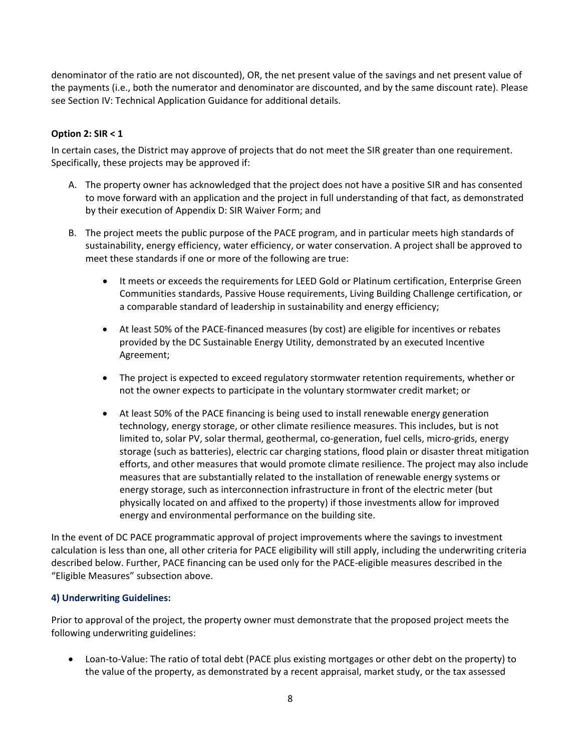denominator of the ratio are not discounted), OR, the net present value of the savings and net present value of the payments (i.e., both the numerator and denominator are discounted, and by the same discount rate). Please see Section IV: Technical Application Guidance for additional details.

**Option 2: SIR < 1**

In certain cases, the District may approve of projects that do not meet the SIR greater than one requirement. Specifically, these projects may be approved if:

A. The property owner has acknowledged that the project does not have a positive SIR and has consented to move forward with an application and the project in full understanding of that fact, as demonstrated by their execution of Appendix D: SIR Waiver Form; and

B. The project meets the public purpose of the PACE program, and in particular meets high standards of sustainability, energy efficiency, water efficiency, or water conservation. A project shall be approved to meet these standards if one or more of the following are true:

   - It meets or exceeds the requirements for LEED Gold or Platinum certification, Enterprise Green Communities standards, Passive House requirements, Living Building Challenge certification, or a comparable standard of leadership in sustainability and energy efficiency;

   - At least 50% of the PACE-financed measures (by cost) are eligible for incentives or rebates provided by the DC Sustainable Energy Utility, demonstrated by an executed Incentive Agreement;

   - The project is expected to exceed regulatory stormwater retention requirements, whether or not the owner expects to participate in the voluntary stormwater credit market; or

   - At least 50% of the PACE financing is being used to install renewable energy generation technology, energy storage, or other climate resilience measures. This includes, but is not limited to, solar PV, solar thermal, geothermal, co-generation, fuel cells, micro-grids, energy storage (such as batteries), electric car charging stations, flood plain or disaster threat mitigation efforts, and other measures that would promote climate resilience. The project may also include measures that are substantially related to the installation of renewable energy systems or energy storage, such as interconnection infrastructure in front of the electric meter (but physically located on and affixed to the property) if those investments allow for improved energy and environmental performance on the building site.

In the event of DC PACE programmatic approval of project improvements where the savings to investment calculation is less than one, all other criteria for PACE eligibility will still apply, including the underwriting criteria described below. Further, PACE financing can be used only for the PACE-eligible measures described in the "Eligible Measures" subsection above.

#### 4) Underwriting Guidelines:

Prior to approval of the project, the property owner must demonstrate that the proposed project meets the following underwriting guidelines:

- Loan-to-Value: The ratio of total debt (PACE plus existing mortgages or other debt on the property) to the value of the property, as demonstrated by a recent appraisal, market study, or the tax assessed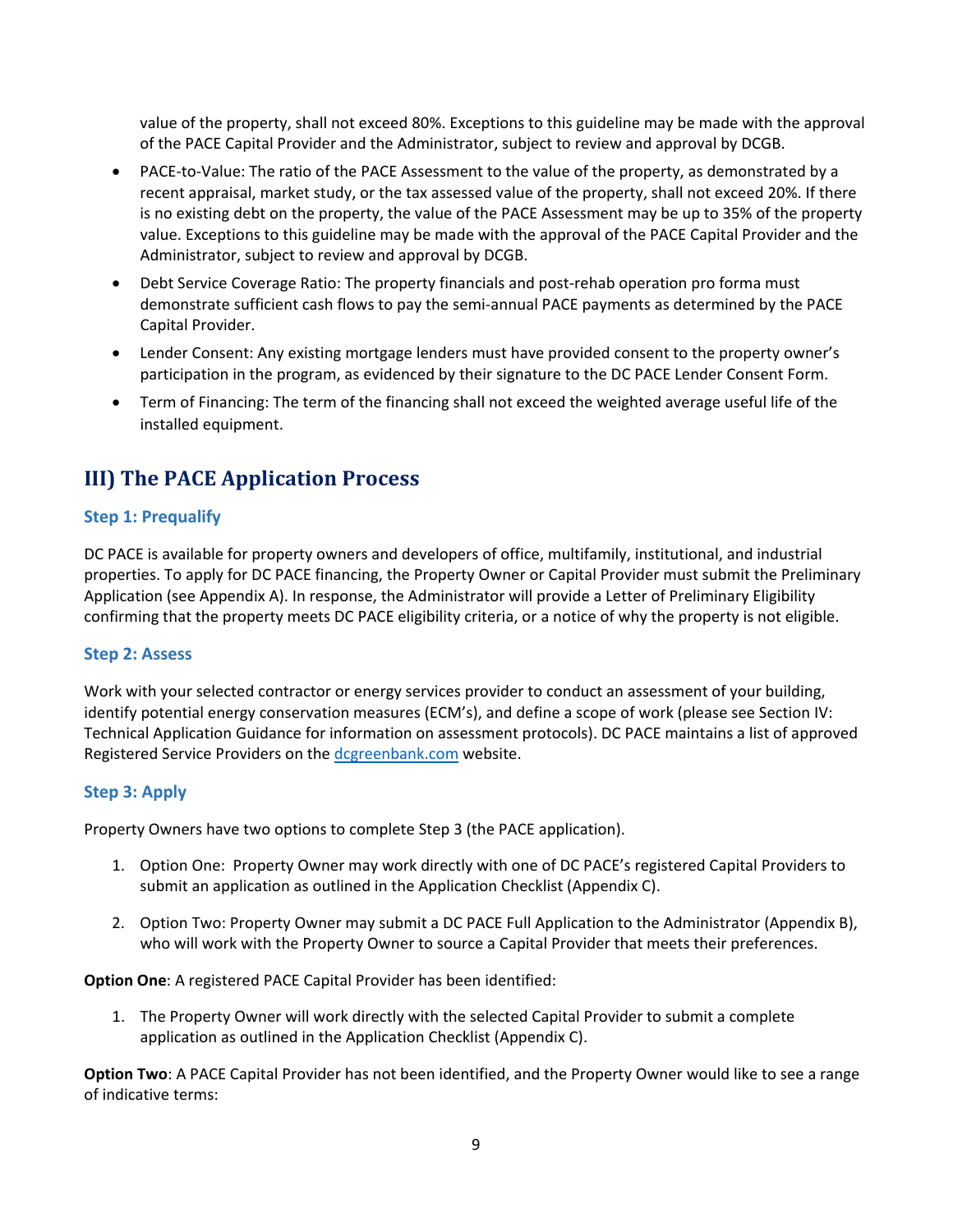value of the property, shall not exceed 80%. Exceptions to this guideline may be made with the approval of the PACE Capital Provider and the Administrator, subject to review and approval by DCGB.

- PACE-to-Value: The ratio of the PACE Assessment to the value of the property, as demonstrated by a recent appraisal, market study, or the tax assessed value of the property, shall not exceed 20%. If there is no existing debt on the property, the value of the PACE Assessment may be up to 35% of the property value. Exceptions to this guideline may be made with the approval of the PACE Capital Provider and the Administrator, subject to review and approval by DCGB.
- Debt Service Coverage Ratio: The property financials and post-rehab operation pro forma must demonstrate sufficient cash flows to pay the semi-annual PACE payments as determined by the PACE Capital Provider.
- Lender Consent: Any existing mortgage lenders must have provided consent to the property owner's participation in the program, as evidenced by their signature to the DC PACE Lender Consent Form.
- Term of Financing: The term of the financing shall not exceed the weighted average useful life of the installed equipment.

## III) The PACE Application Process

### Step 1: Prequalify

DC PACE is available for property owners and developers of office, multifamily, institutional, and industrial properties. To apply for DC PACE financing, the Property Owner or Capital Provider must submit the Preliminary Application (see Appendix A). In response, the Administrator will provide a Letter of Preliminary Eligibility confirming that the property meets DC PACE eligibility criteria, or a notice of why the property is not eligible.

### Step 2: Assess

Work with your selected contractor or energy services provider to conduct an assessment of your building, identify potential energy conservation measures (ECM's), and define a scope of work (please see Section IV: Technical Application Guidance for information on assessment protocols). DC PACE maintains a list of approved Registered Service Providers on the dcgreenbank.com website.

### Step 3: Apply

Property Owners have two options to complete Step 3 (the PACE application).

1. Option One: Property Owner may work directly with one of DC PACE's registered Capital Providers to submit an application as outlined in the Application Checklist (Appendix C).
2. Option Two: Property Owner may submit a DC PACE Full Application to the Administrator (Appendix B), who will work with the Property Owner to source a Capital Provider that meets their preferences.

**Option One**: A registered PACE Capital Provider has been identified:

1. The Property Owner will work directly with the selected Capital Provider to submit a complete application as outlined in the Application Checklist (Appendix C).

**Option Two**: A PACE Capital Provider has not been identified, and the Property Owner would like to see a range of indicative terms: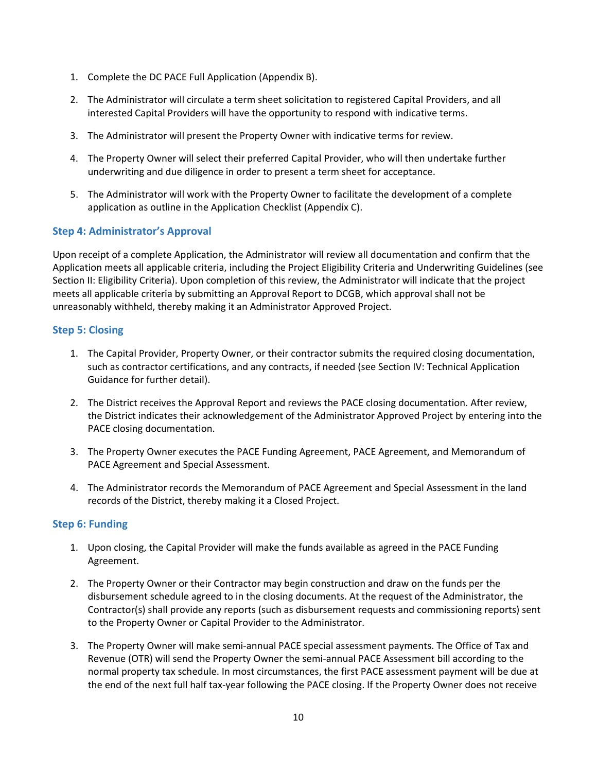1. Complete the DC PACE Full Application (Appendix B).

2. The Administrator will circulate a term sheet solicitation to registered Capital Providers, and all interested Capital Providers will have the opportunity to respond with indicative terms.

3. The Administrator will present the Property Owner with indicative terms for review.

4. The Property Owner will select their preferred Capital Provider, who will then undertake further underwriting and due diligence in order to present a term sheet for acceptance.

5. The Administrator will work with the Property Owner to facilitate the development of a complete application as outline in the Application Checklist (Appendix C).

### Step 4: Administrator's Approval

Upon receipt of a complete Application, the Administrator will review all documentation and confirm that the Application meets all applicable criteria, including the Project Eligibility Criteria and Underwriting Guidelines (see Section II: Eligibility Criteria). Upon completion of this review, the Administrator will indicate that the project meets all applicable criteria by submitting an Approval Report to DCGB, which approval shall not be unreasonably withheld, thereby making it an Administrator Approved Project.

### Step 5: Closing

1. The Capital Provider, Property Owner, or their contractor submits the required closing documentation, such as contractor certifications, and any contracts, if needed (see Section IV: Technical Application Guidance for further detail).

2. The District receives the Approval Report and reviews the PACE closing documentation. After review, the District indicates their acknowledgement of the Administrator Approved Project by entering into the PACE closing documentation.

3. The Property Owner executes the PACE Funding Agreement, PACE Agreement, and Memorandum of PACE Agreement and Special Assessment.

4. The Administrator records the Memorandum of PACE Agreement and Special Assessment in the land records of the District, thereby making it a Closed Project.

### Step 6: Funding

1. Upon closing, the Capital Provider will make the funds available as agreed in the PACE Funding Agreement.

2. The Property Owner or their Contractor may begin construction and draw on the funds per the disbursement schedule agreed to in the closing documents. At the request of the Administrator, the Contractor(s) shall provide any reports (such as disbursement requests and commissioning reports) sent to the Property Owner or Capital Provider to the Administrator.

3. The Property Owner will make semi-annual PACE special assessment payments. The Office of Tax and Revenue (OTR) will send the Property Owner the semi-annual PACE Assessment bill according to the normal property tax schedule. In most circumstances, the first PACE assessment payment will be due at the end of the next full half tax-year following the PACE closing. If the Property Owner does not receive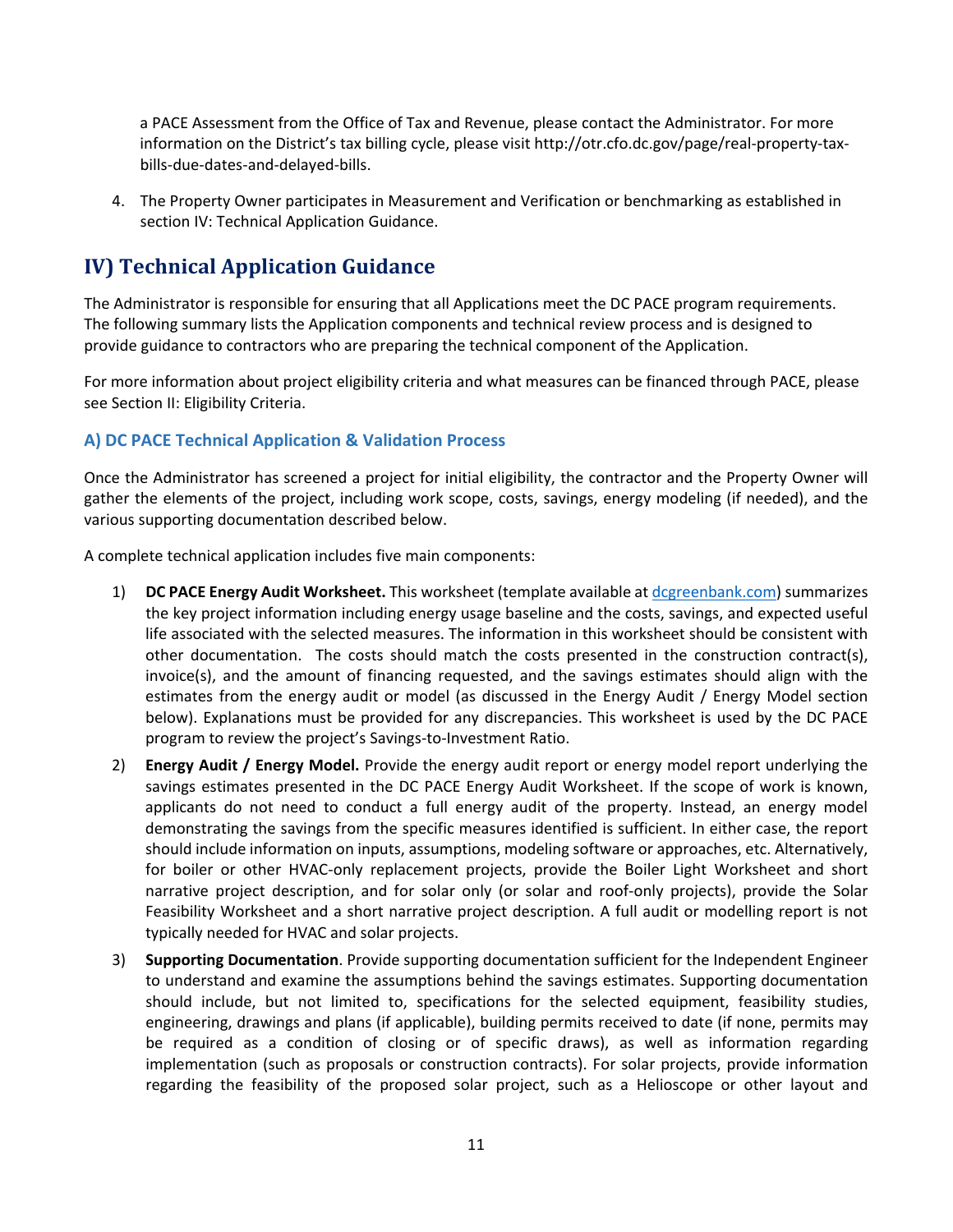a PACE Assessment from the Office of Tax and Revenue, please contact the Administrator. For more information on the District's tax billing cycle, please visit http://otr.cfo.dc.gov/page/real-property-tax-bills-due-dates-and-delayed-bills.

4. The Property Owner participates in Measurement and Verification or benchmarking as established in section IV: Technical Application Guidance.

# IV) Technical Application Guidance

The Administrator is responsible for ensuring that all Applications meet the DC PACE program requirements. The following summary lists the Application components and technical review process and is designed to provide guidance to contractors who are preparing the technical component of the Application.

For more information about project eligibility criteria and what measures can be financed through PACE, please see Section II: Eligibility Criteria.

## A) DC PACE Technical Application & Validation Process

Once the Administrator has screened a project for initial eligibility, the contractor and the Property Owner will gather the elements of the project, including work scope, costs, savings, energy modeling (if needed), and the various supporting documentation described below.

A complete technical application includes five main components:

1) **DC PACE Energy Audit Worksheet.** This worksheet (template available at [dcgreenbank.com](dcgreenbank.com)) summarizes the key project information including energy usage baseline and the costs, savings, and expected useful life associated with the selected measures. The information in this worksheet should be consistent with other documentation. The costs should match the costs presented in the construction contract(s), invoice(s), and the amount of financing requested, and the savings estimates should align with the estimates from the energy audit or model (as discussed in the Energy Audit / Energy Model section below). Explanations must be provided for any discrepancies. This worksheet is used by the DC PACE program to review the project's Savings-to-Investment Ratio.
2) **Energy Audit / Energy Model.** Provide the energy audit report or energy model report underlying the savings estimates presented in the DC PACE Energy Audit Worksheet. If the scope of work is known, applicants do not need to conduct a full energy audit of the property. Instead, an energy model demonstrating the savings from the specific measures identified is sufficient. In either case, the report should include information on inputs, assumptions, modeling software or approaches, etc. Alternatively, for boiler or other HVAC-only replacement projects, provide the Boiler Light Worksheet and short narrative project description, and for solar only (or solar and roof-only projects), provide the Solar Feasibility Worksheet and a short narrative project description. A full audit or modelling report is not typically needed for HVAC and solar projects.
3) **Supporting Documentation**. Provide supporting documentation sufficient for the Independent Engineer to understand and examine the assumptions behind the savings estimates. Supporting documentation should include, but not limited to, specifications for the selected equipment, feasibility studies, engineering, drawings and plans (if applicable), building permits received to date (if none, permits may be required as a condition of closing or of specific draws), as well as information regarding implementation (such as proposals or construction contracts). For solar projects, provide information regarding the feasibility of the proposed solar project, such as a Helioscope or other layout and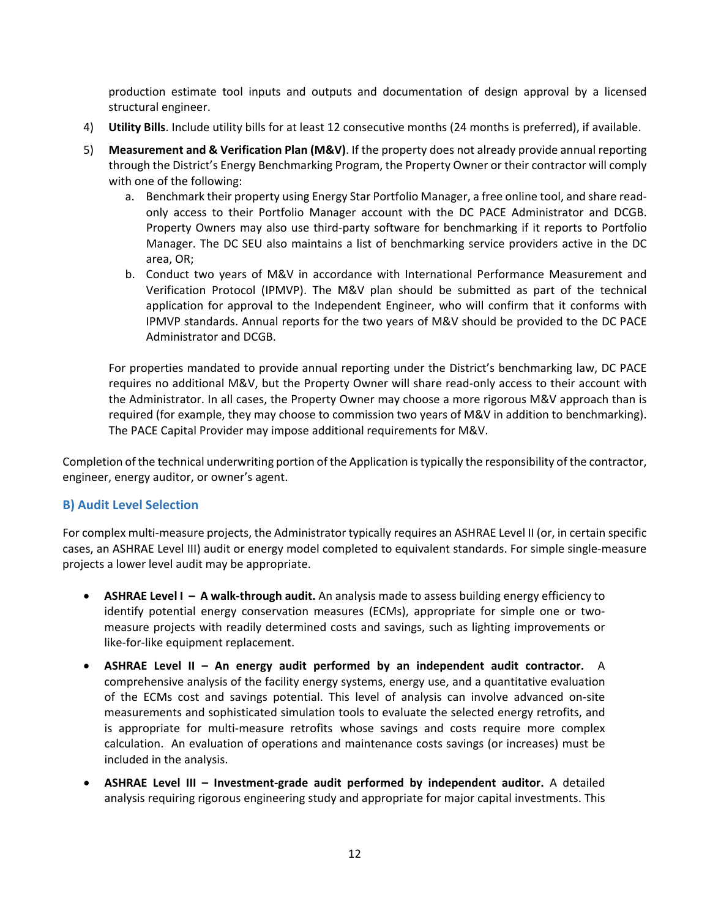production estimate tool inputs and outputs and documentation of design approval by a licensed structural engineer.

4) **Utility Bills**. Include utility bills for at least 12 consecutive months (24 months is preferred), if available.

5) **Measurement and & Verification Plan (M&V)**. If the property does not already provide annual reporting through the District's Energy Benchmarking Program, the Property Owner or their contractor will comply with one of the following:

   a. Benchmark their property using Energy Star Portfolio Manager, a free online tool, and share read-only access to their Portfolio Manager account with the DC PACE Administrator and DCGB. Property Owners may also use third-party software for benchmarking if it reports to Portfolio Manager. The DC SEU also maintains a list of benchmarking service providers active in the DC area, OR;

   b. Conduct two years of M&V in accordance with International Performance Measurement and Verification Protocol (IPMVP). The M&V plan should be submitted as part of the technical application for approval to the Independent Engineer, who will confirm that it conforms with IPMVP standards. Annual reports for the two years of M&V should be provided to the DC PACE Administrator and DCGB.

   For properties mandated to provide annual reporting under the District's benchmarking law, DC PACE requires no additional M&V, but the Property Owner will share read-only access to their account with the Administrator. In all cases, the Property Owner may choose a more rigorous M&V approach than is required (for example, they may choose to commission two years of M&V in addition to benchmarking). The PACE Capital Provider may impose additional requirements for M&V.

Completion of the technical underwriting portion of the Application is typically the responsibility of the contractor, engineer, energy auditor, or owner's agent.

### B) Audit Level Selection

For complex multi-measure projects, the Administrator typically requires an ASHRAE Level II (or, in certain specific cases, an ASHRAE Level III) audit or energy model completed to equivalent standards. For simple single-measure projects a lower level audit may be appropriate.

- **ASHRAE Level I – A walk-through audit.** An analysis made to assess building energy efficiency to identify potential energy conservation measures (ECMs), appropriate for simple one or two-measure projects with readily determined costs and savings, such as lighting improvements or like-for-like equipment replacement.
- **ASHRAE Level II – An energy audit performed by an independent audit contractor.** A comprehensive analysis of the facility energy systems, energy use, and a quantitative evaluation of the ECMs cost and savings potential. This level of analysis can involve advanced on-site measurements and sophisticated simulation tools to evaluate the selected energy retrofits, and is appropriate for multi-measure retrofits whose savings and costs require more complex calculation. An evaluation of operations and maintenance costs savings (or increases) must be included in the analysis.
- **ASHRAE Level III – Investment-grade audit performed by independent auditor.** A detailed analysis requiring rigorous engineering study and appropriate for major capital investments. This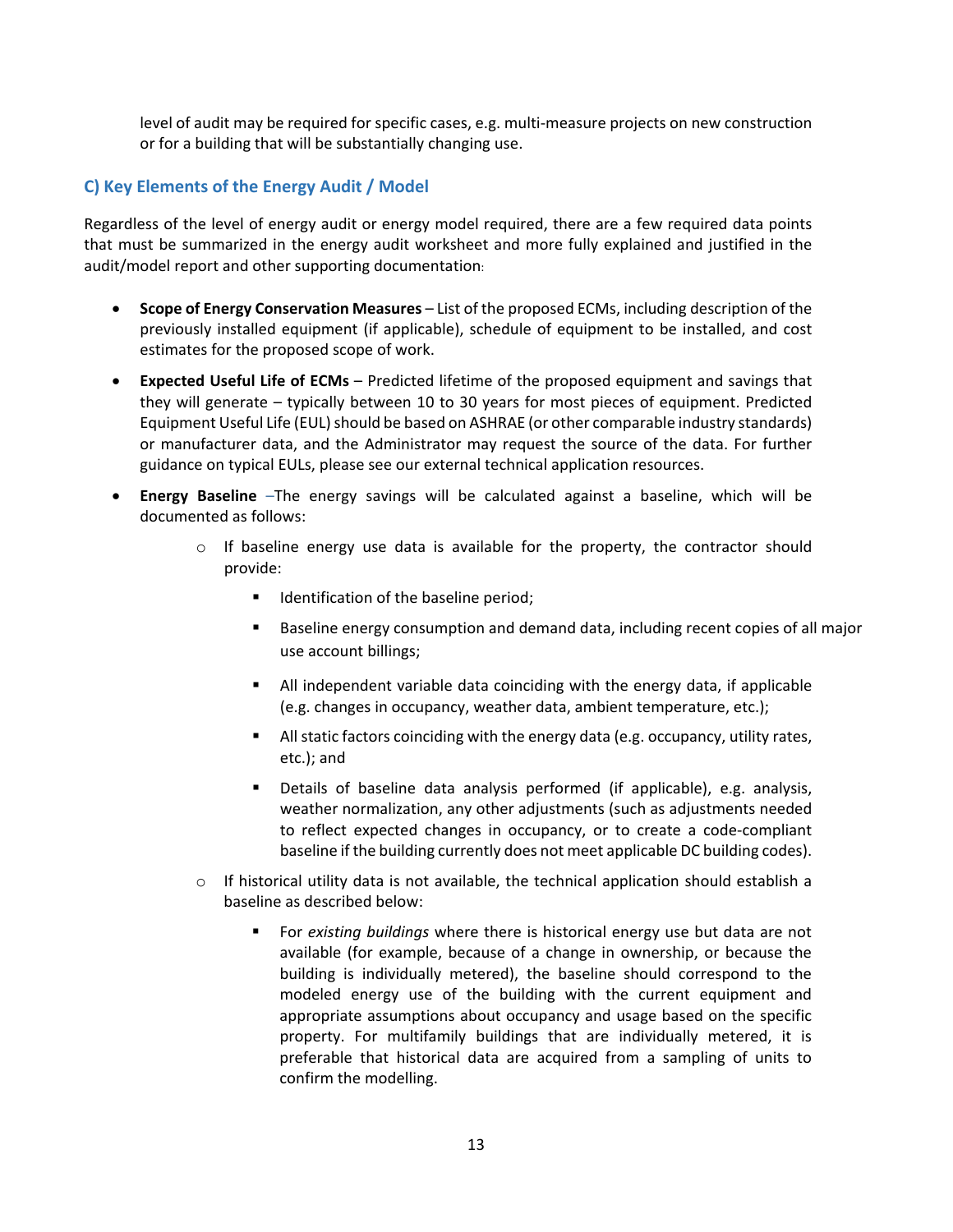level of audit may be required for specific cases, e.g. multi-measure projects on new construction or for a building that will be substantially changing use.

### C) Key Elements of the Energy Audit / Model

Regardless of the level of energy audit or energy model required, there are a few required data points that must be summarized in the energy audit worksheet and more fully explained and justified in the audit/model report and other supporting documentation:

- **Scope of Energy Conservation Measures** – List of the proposed ECMs, including description of the previously installed equipment (if applicable), schedule of equipment to be installed, and cost estimates for the proposed scope of work.
- **Expected Useful Life of ECMs** – Predicted lifetime of the proposed equipment and savings that they will generate – typically between 10 to 30 years for most pieces of equipment. Predicted Equipment Useful Life (EUL) should be based on ASHRAE (or other comparable industry standards) or manufacturer data, and the Administrator may request the source of the data. For further guidance on typical EULs, please see our external technical application resources.
- **Energy Baseline** –The energy savings will be calculated against a baseline, which will be documented as follows:
  - If baseline energy use data is available for the property, the contractor should provide:
    - Identification of the baseline period;
    - Baseline energy consumption and demand data, including recent copies of all major use account billings;
    - All independent variable data coinciding with the energy data, if applicable (e.g. changes in occupancy, weather data, ambient temperature, etc.);
    - All static factors coinciding with the energy data (e.g. occupancy, utility rates, etc.); and
    - Details of baseline data analysis performed (if applicable), e.g. analysis, weather normalization, any other adjustments (such as adjustments needed to reflect expected changes in occupancy, or to create a code-compliant baseline if the building currently does not meet applicable DC building codes).
  - If historical utility data is not available, the technical application should establish a baseline as described below:
    - For *existing buildings* where there is historical energy use but data are not available (for example, because of a change in ownership, or because the building is individually metered), the baseline should correspond to the modeled energy use of the building with the current equipment and appropriate assumptions about occupancy and usage based on the specific property. For multifamily buildings that are individually metered, it is preferable that historical data are acquired from a sampling of units to confirm the modelling.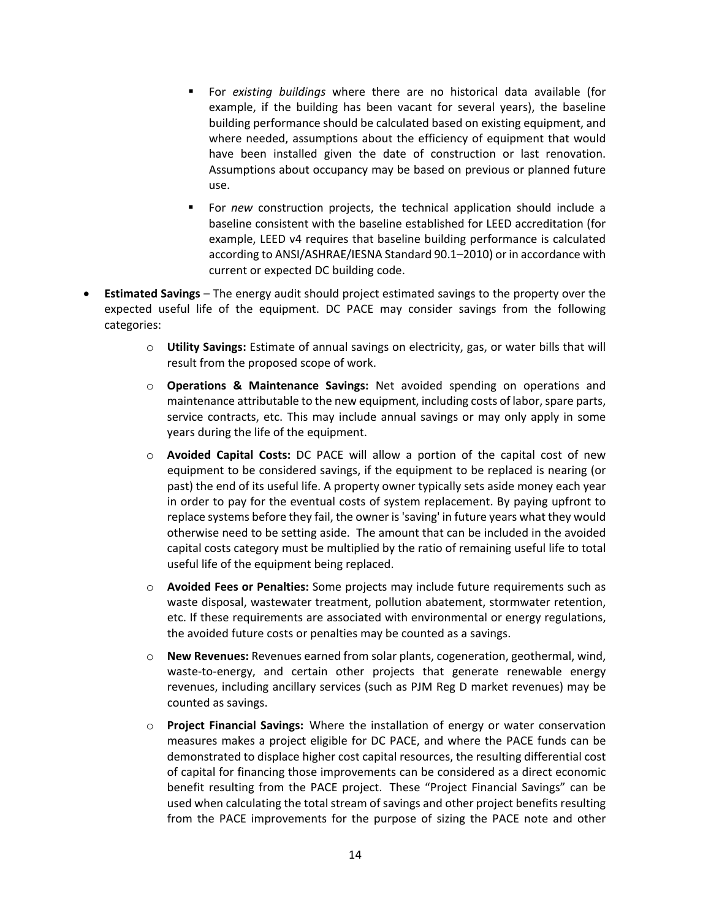- For *existing buildings* where there are no historical data available (for example, if the building has been vacant for several years), the baseline building performance should be calculated based on existing equipment, and where needed, assumptions about the efficiency of equipment that would have been installed given the date of construction or last renovation. Assumptions about occupancy may be based on previous or planned future use.
        - For *new* construction projects, the technical application should include a baseline consistent with the baseline established for LEED accreditation (for example, LEED v4 requires that baseline building performance is calculated according to ANSI/ASHRAE/IESNA Standard 90.1–2010) or in accordance with current or expected DC building code.

- **Estimated Savings** – The energy audit should project estimated savings to the property over the expected useful life of the equipment. DC PACE may consider savings from the following categories:
    - **Utility Savings:** Estimate of annual savings on electricity, gas, or water bills that will result from the proposed scope of work.
    - **Operations & Maintenance Savings:** Net avoided spending on operations and maintenance attributable to the new equipment, including costs of labor, spare parts, service contracts, etc. This may include annual savings or may only apply in some years during the life of the equipment.
    - **Avoided Capital Costs:** DC PACE will allow a portion of the capital cost of new equipment to be considered savings, if the equipment to be replaced is nearing (or past) the end of its useful life. A property owner typically sets aside money each year in order to pay for the eventual costs of system replacement. By paying upfront to replace systems before they fail, the owner is 'saving' in future years what they would otherwise need to be setting aside. The amount that can be included in the avoided capital costs category must be multiplied by the ratio of remaining useful life to total useful life of the equipment being replaced.
    - **Avoided Fees or Penalties:** Some projects may include future requirements such as waste disposal, wastewater treatment, pollution abatement, stormwater retention, etc. If these requirements are associated with environmental or energy regulations, the avoided future costs or penalties may be counted as a savings.
    - **New Revenues:** Revenues earned from solar plants, cogeneration, geothermal, wind, waste-to-energy, and certain other projects that generate renewable energy revenues, including ancillary services (such as PJM Reg D market revenues) may be counted as savings.
    - **Project Financial Savings:** Where the installation of energy or water conservation measures makes a project eligible for DC PACE, and where the PACE funds can be demonstrated to displace higher cost capital resources, the resulting differential cost of capital for financing those improvements can be considered as a direct economic benefit resulting from the PACE project. These "Project Financial Savings" can be used when calculating the total stream of savings and other project benefits resulting from the PACE improvements for the purpose of sizing the PACE note and other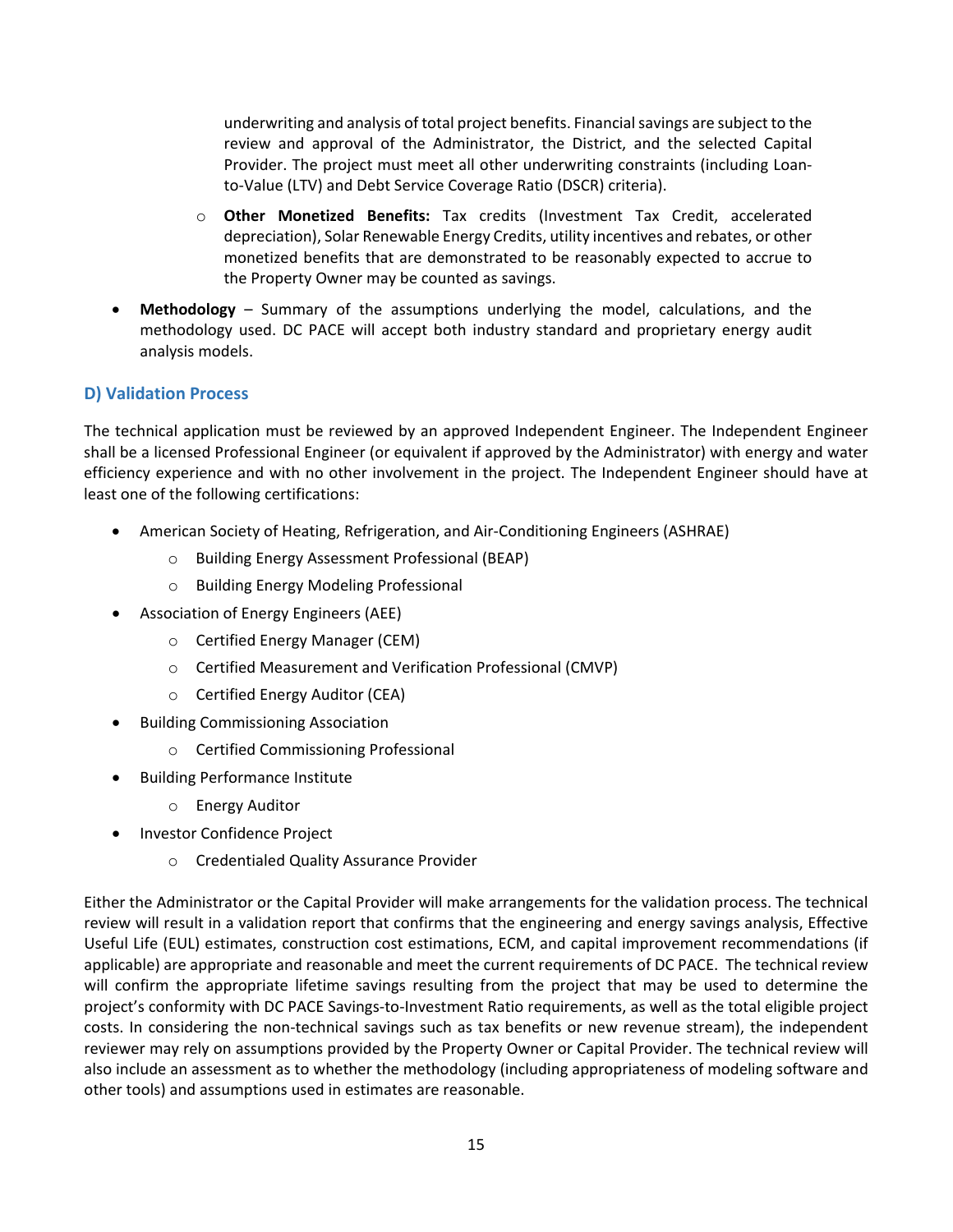underwriting and analysis of total project benefits. Financial savings are subject to the review and approval of the Administrator, the District, and the selected Capital Provider. The project must meet all other underwriting constraints (including Loan-to-Value (LTV) and Debt Service Coverage Ratio (DSCR) criteria).

  - **Other Monetized Benefits:** Tax credits (Investment Tax Credit, accelerated depreciation), Solar Renewable Energy Credits, utility incentives and rebates, or other monetized benefits that are demonstrated to be reasonably expected to accrue to the Property Owner may be counted as savings.

- **Methodology** – Summary of the assumptions underlying the model, calculations, and the methodology used. DC PACE will accept both industry standard and proprietary energy audit analysis models.

### D) Validation Process

The technical application must be reviewed by an approved Independent Engineer. The Independent Engineer shall be a licensed Professional Engineer (or equivalent if approved by the Administrator) with energy and water efficiency experience and with no other involvement in the project. The Independent Engineer should have at least one of the following certifications:

- American Society of Heating, Refrigeration, and Air-Conditioning Engineers (ASHRAE)
  - Building Energy Assessment Professional (BEAP)
  - Building Energy Modeling Professional
- Association of Energy Engineers (AEE)
  - Certified Energy Manager (CEM)
  - Certified Measurement and Verification Professional (CMVP)
  - Certified Energy Auditor (CEA)
- Building Commissioning Association
  - Certified Commissioning Professional
- Building Performance Institute
  - Energy Auditor
- Investor Confidence Project
  - Credentialed Quality Assurance Provider

Either the Administrator or the Capital Provider will make arrangements for the validation process. The technical review will result in a validation report that confirms that the engineering and energy savings analysis, Effective Useful Life (EUL) estimates, construction cost estimations, ECM, and capital improvement recommendations (if applicable) are appropriate and reasonable and meet the current requirements of DC PACE. The technical review will confirm the appropriate lifetime savings resulting from the project that may be used to determine the project's conformity with DC PACE Savings-to-Investment Ratio requirements, as well as the total eligible project costs. In considering the non-technical savings such as tax benefits or new revenue stream), the independent reviewer may rely on assumptions provided by the Property Owner or Capital Provider. The technical review will also include an assessment as to whether the methodology (including appropriateness of modeling software and other tools) and assumptions used in estimates are reasonable.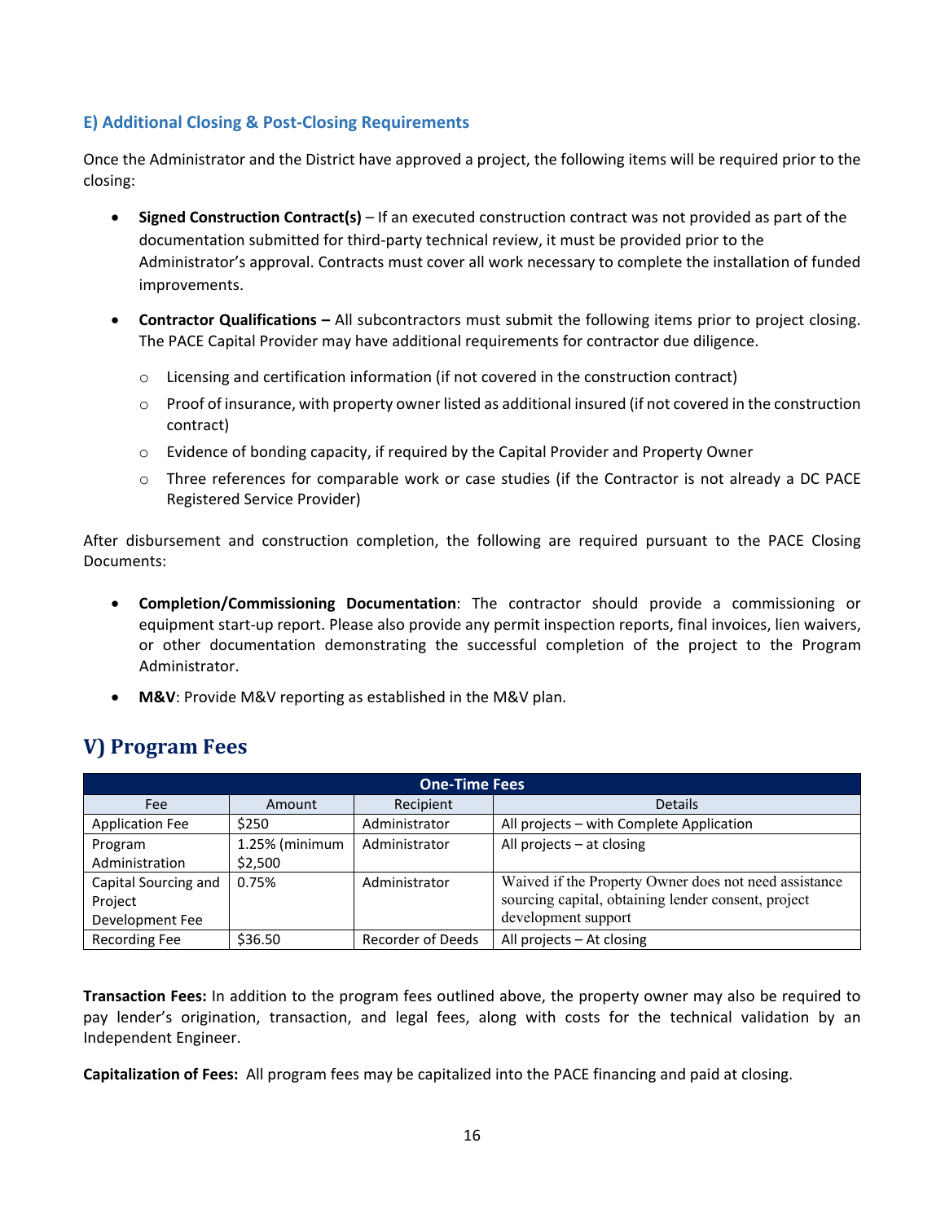### E) Additional Closing & Post-Closing Requirements

Once the Administrator and the District have approved a project, the following items will be required prior to the closing:

- **Signed Construction Contract(s)** – If an executed construction contract was not provided as part of the documentation submitted for third-party technical review, it must be provided prior to the Administrator's approval. Contracts must cover all work necessary to complete the installation of funded improvements.
- **Contractor Qualifications –** All subcontractors must submit the following items prior to project closing. The PACE Capital Provider may have additional requirements for contractor due diligence.
  - Licensing and certification information (if not covered in the construction contract)
  - Proof of insurance, with property owner listed as additional insured (if not covered in the construction contract)
  - Evidence of bonding capacity, if required by the Capital Provider and Property Owner
  - Three references for comparable work or case studies (if the Contractor is not already a DC PACE Registered Service Provider)

After disbursement and construction completion, the following are required pursuant to the PACE Closing Documents:

- **Completion/Commissioning Documentation**: The contractor should provide a commissioning or equipment start-up report. Please also provide any permit inspection reports, final invoices, lien waivers, or other documentation demonstrating the successful completion of the project to the Program Administrator.
- **M&V**: Provide M&V reporting as established in the M&V plan.

## V) Program Fees

| One-Time Fees | | | |
|---|---|---|---|
| Fee | Amount | Recipient | Details |
| Application Fee | $250 | Administrator | All projects – with Complete Application |
| Program Administration | 1.25% (minimum $2,500 | Administrator | All projects – at closing |
| Capital Sourcing and Project Development Fee | 0.75% | Administrator | Waived if the Property Owner does not need assistance sourcing capital, obtaining lender consent, project development support |
| Recording Fee | $36.50 | Recorder of Deeds | All projects – At closing |

**Transaction Fees:** In addition to the program fees outlined above, the property owner may also be required to pay lender's origination, transaction, and legal fees, along with costs for the technical validation by an Independent Engineer.

**Capitalization of Fees:** All program fees may be capitalized into the PACE financing and paid at closing.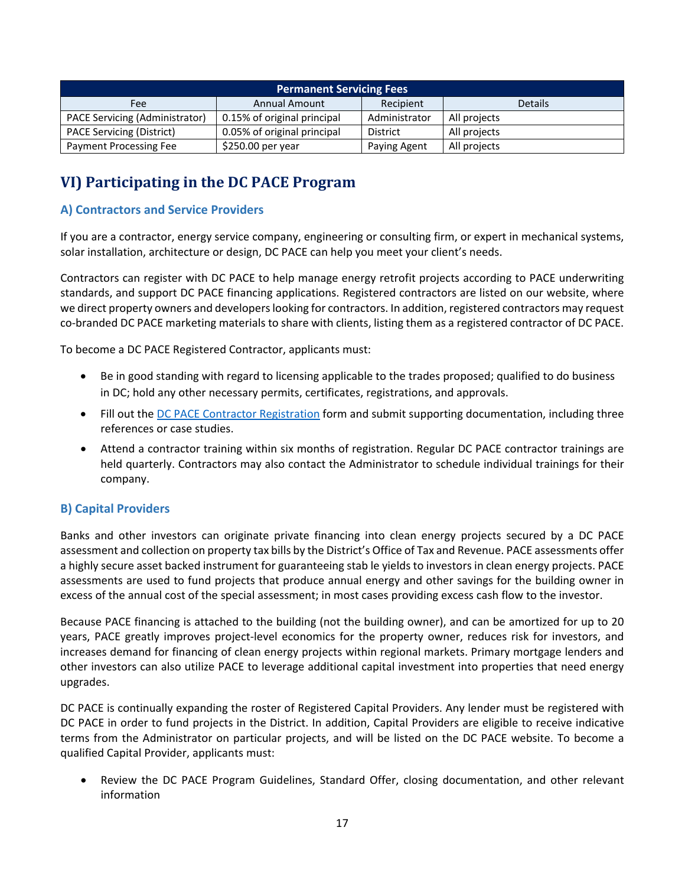| Permanent Servicing Fees | | | |
|---|---|---|---|
| Fee | Annual Amount | Recipient | Details |
| PACE Servicing (Administrator) | 0.15% of original principal | Administrator | All projects |
| PACE Servicing (District) | 0.05% of original principal | District | All projects |
| Payment Processing Fee | $250.00 per year | Paying Agent | All projects |

# VI) Participating in the DC PACE Program

## A) Contractors and Service Providers

If you are a contractor, energy service company, engineering or consulting firm, or expert in mechanical systems, solar installation, architecture or design, DC PACE can help you meet your client's needs.

Contractors can register with DC PACE to help manage energy retrofit projects according to PACE underwriting standards, and support DC PACE financing applications. Registered contractors are listed on our website, where we direct property owners and developers looking for contractors. In addition, registered contractors may request co-branded DC PACE marketing materials to share with clients, listing them as a registered contractor of DC PACE.

To become a DC PACE Registered Contractor, applicants must:

- Be in good standing with regard to licensing applicable to the trades proposed; qualified to do business in DC; hold any other necessary permits, certificates, registrations, and approvals.
- Fill out the DC PACE Contractor Registration form and submit supporting documentation, including three references or case studies.
- Attend a contractor training within six months of registration. Regular DC PACE contractor trainings are held quarterly. Contractors may also contact the Administrator to schedule individual trainings for their company.

## B) Capital Providers

Banks and other investors can originate private financing into clean energy projects secured by a DC PACE assessment and collection on property tax bills by the District's Office of Tax and Revenue. PACE assessments offer a highly secure asset backed instrument for guaranteeing stab le yields to investors in clean energy projects. PACE assessments are used to fund projects that produce annual energy and other savings for the building owner in excess of the annual cost of the special assessment; in most cases providing excess cash flow to the investor.

Because PACE financing is attached to the building (not the building owner), and can be amortized for up to 20 years, PACE greatly improves project-level economics for the property owner, reduces risk for investors, and increases demand for financing of clean energy projects within regional markets. Primary mortgage lenders and other investors can also utilize PACE to leverage additional capital investment into properties that need energy upgrades.

DC PACE is continually expanding the roster of Registered Capital Providers. Any lender must be registered with DC PACE in order to fund projects in the District. In addition, Capital Providers are eligible to receive indicative terms from the Administrator on particular projects, and will be listed on the DC PACE website. To become a qualified Capital Provider, applicants must:

- Review the DC PACE Program Guidelines, Standard Offer, closing documentation, and other relevant information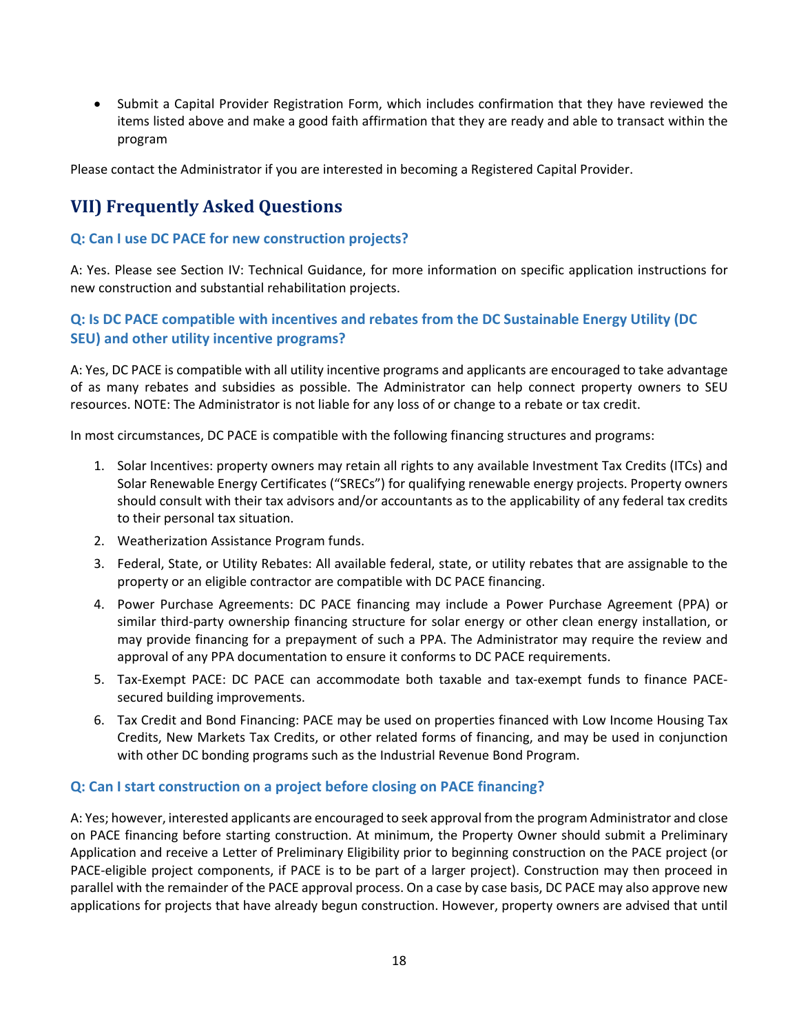- Submit a Capital Provider Registration Form, which includes confirmation that they have reviewed the items listed above and make a good faith affirmation that they are ready and able to transact within the program

Please contact the Administrator if you are interested in becoming a Registered Capital Provider.

## VII) Frequently Asked Questions

### Q: Can I use DC PACE for new construction projects?

A: Yes. Please see Section IV: Technical Guidance, for more information on specific application instructions for new construction and substantial rehabilitation projects.

### Q: Is DC PACE compatible with incentives and rebates from the DC Sustainable Energy Utility (DC SEU) and other utility incentive programs?

A: Yes, DC PACE is compatible with all utility incentive programs and applicants are encouraged to take advantage of as many rebates and subsidies as possible. The Administrator can help connect property owners to SEU resources. NOTE: The Administrator is not liable for any loss of or change to a rebate or tax credit.

In most circumstances, DC PACE is compatible with the following financing structures and programs:

1. Solar Incentives: property owners may retain all rights to any available Investment Tax Credits (ITCs) and Solar Renewable Energy Certificates ("SRECs") for qualifying renewable energy projects. Property owners should consult with their tax advisors and/or accountants as to the applicability of any federal tax credits to their personal tax situation.
2. Weatherization Assistance Program funds.
3. Federal, State, or Utility Rebates: All available federal, state, or utility rebates that are assignable to the property or an eligible contractor are compatible with DC PACE financing.
4. Power Purchase Agreements: DC PACE financing may include a Power Purchase Agreement (PPA) or similar third-party ownership financing structure for solar energy or other clean energy installation, or may provide financing for a prepayment of such a PPA. The Administrator may require the review and approval of any PPA documentation to ensure it conforms to DC PACE requirements.
5. Tax-Exempt PACE: DC PACE can accommodate both taxable and tax-exempt funds to finance PACE-secured building improvements.
6. Tax Credit and Bond Financing: PACE may be used on properties financed with Low Income Housing Tax Credits, New Markets Tax Credits, or other related forms of financing, and may be used in conjunction with other DC bonding programs such as the Industrial Revenue Bond Program.

### Q: Can I start construction on a project before closing on PACE financing?

A: Yes; however, interested applicants are encouraged to seek approval from the program Administrator and close on PACE financing before starting construction. At minimum, the Property Owner should submit a Preliminary Application and receive a Letter of Preliminary Eligibility prior to beginning construction on the PACE project (or PACE-eligible project components, if PACE is to be part of a larger project). Construction may then proceed in parallel with the remainder of the PACE approval process. On a case by case basis, DC PACE may also approve new applications for projects that have already begun construction. However, property owners are advised that until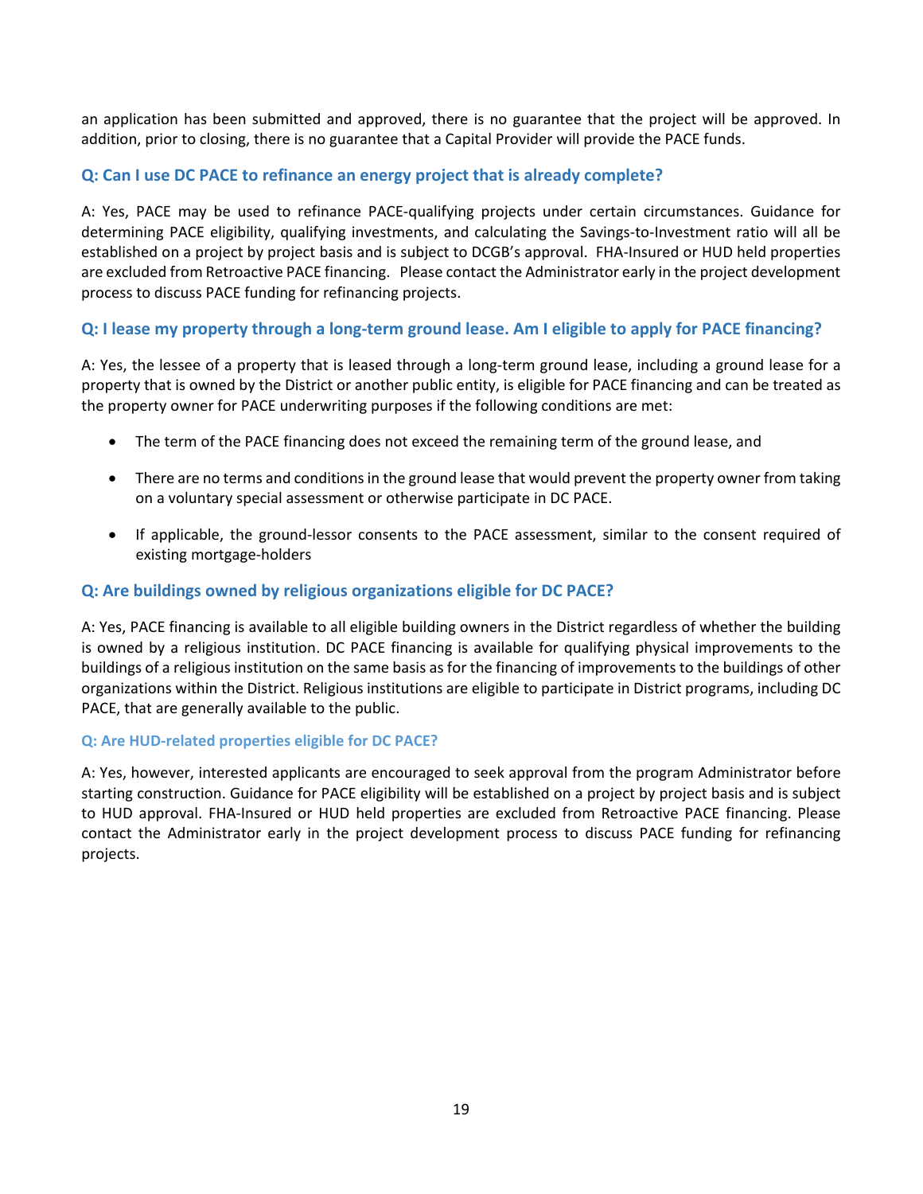an application has been submitted and approved, there is no guarantee that the project will be approved. In addition, prior to closing, there is no guarantee that a Capital Provider will provide the PACE funds.

### Q: Can I use DC PACE to refinance an energy project that is already complete?

A: Yes, PACE may be used to refinance PACE-qualifying projects under certain circumstances. Guidance for determining PACE eligibility, qualifying investments, and calculating the Savings-to-Investment ratio will all be established on a project by project basis and is subject to DCGB's approval. FHA-Insured or HUD held properties are excluded from Retroactive PACE financing. Please contact the Administrator early in the project development process to discuss PACE funding for refinancing projects.

### Q: I lease my property through a long-term ground lease. Am I eligible to apply for PACE financing?

A: Yes, the lessee of a property that is leased through a long-term ground lease, including a ground lease for a property that is owned by the District or another public entity, is eligible for PACE financing and can be treated as the property owner for PACE underwriting purposes if the following conditions are met:

- The term of the PACE financing does not exceed the remaining term of the ground lease, and
- There are no terms and conditions in the ground lease that would prevent the property owner from taking on a voluntary special assessment or otherwise participate in DC PACE.
- If applicable, the ground-lessor consents to the PACE assessment, similar to the consent required of existing mortgage-holders

### Q: Are buildings owned by religious organizations eligible for DC PACE?

A: Yes, PACE financing is available to all eligible building owners in the District regardless of whether the building is owned by a religious institution. DC PACE financing is available for qualifying physical improvements to the buildings of a religious institution on the same basis as for the financing of improvements to the buildings of other organizations within the District. Religious institutions are eligible to participate in District programs, including DC PACE, that are generally available to the public.

#### Q: Are HUD-related properties eligible for DC PACE?

A: Yes, however, interested applicants are encouraged to seek approval from the program Administrator before starting construction. Guidance for PACE eligibility will be established on a project by project basis and is subject to HUD approval. FHA-Insured or HUD held properties are excluded from Retroactive PACE financing. Please contact the Administrator early in the project development process to discuss PACE funding for refinancing projects.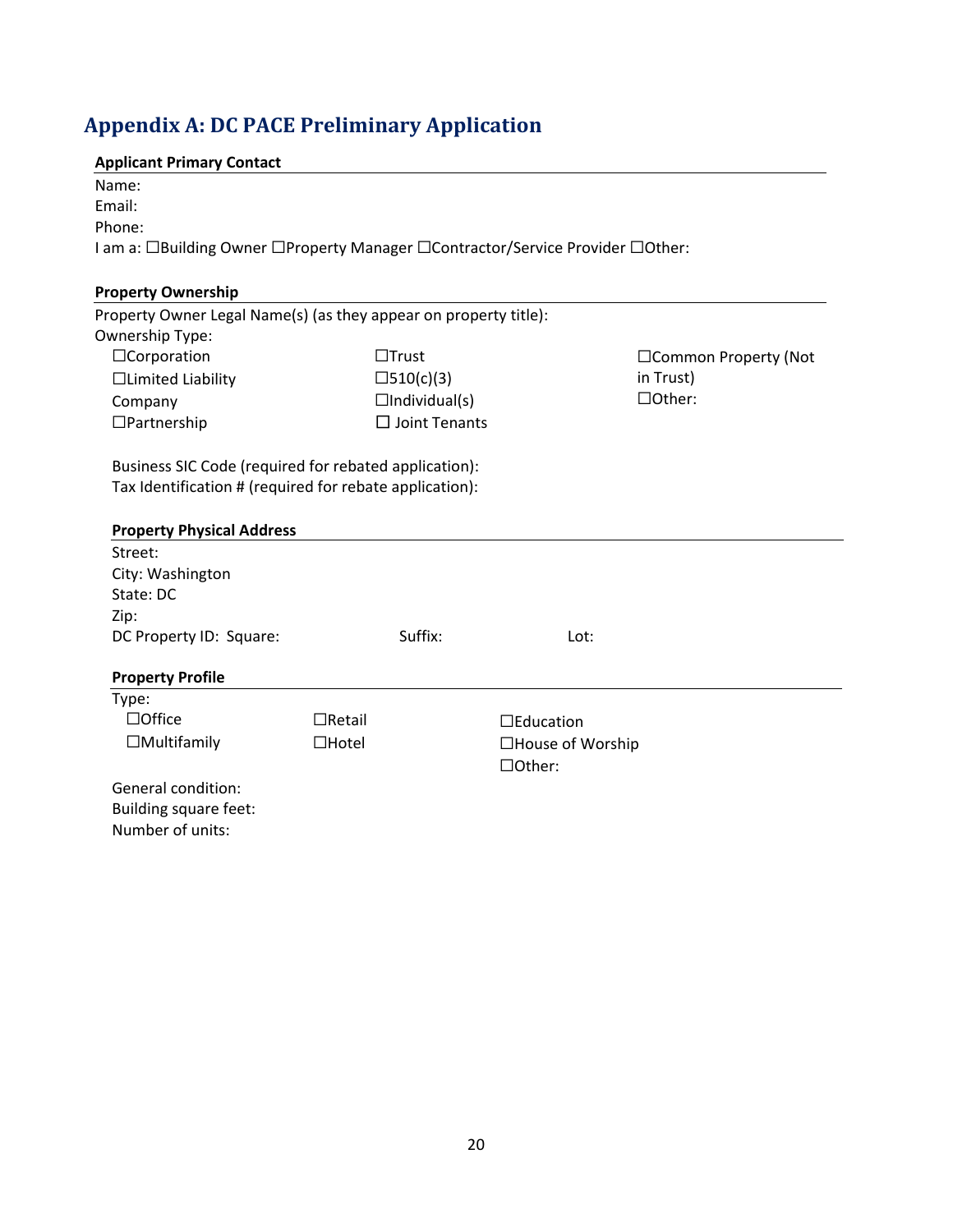## Appendix A: DC PACE Preliminary Application

**Applicant Primary Contact**

Name:
Email:
Phone:
I am a: ☐Building Owner ☐Property Manager ☐Contractor/Service Provider ☐Other:

**Property Ownership**

Property Owner Legal Name(s) (as they appear on property title):
Ownership Type:

☐Corporation
☐Limited Liability Company
☐Partnership
☐Trust
☐510(c)(3)
☐Individual(s)
☐ Joint Tenants
☐Common Property (Not in Trust)
☐Other:

Business SIC Code (required for rebated application):
Tax Identification # (required for rebate application):

**Property Physical Address**

Street:
City: Washington
State: DC
Zip:
DC Property ID: Square: Suffix: Lot:

**Property Profile**

Type:

☐Office
☐Multifamily
☐Retail
☐Hotel
☐Education
☐House of Worship
☐Other:

General condition:
Building square feet:
Number of units: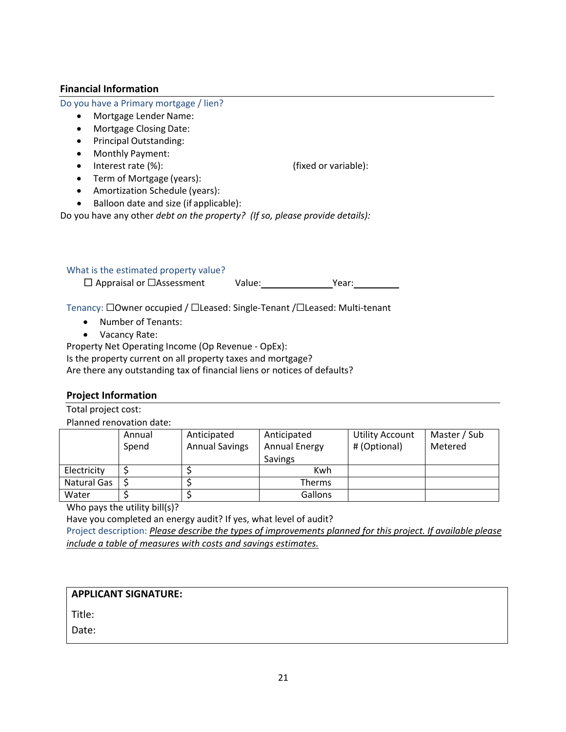### Financial Information

Do you have a Primary mortgage / lien?

- Mortgage Lender Name:
- Mortgage Closing Date:
- Principal Outstanding:
- Monthly Payment:
- Interest rate (%): (fixed or variable):
- Term of Mortgage (years):
- Amortization Schedule (years):
- Balloon date and size (if applicable):

Do you have any other *debt on the property? (If so, please provide details):*

What is the estimated property value?

☐ Appraisal or ☐Assessment Value:______________ Year:_________

Tenancy: ☐Owner occupied / ☐Leased: Single-Tenant /☐Leased: Multi-tenant

- Number of Tenants:
- Vacancy Rate:

Property Net Operating Income (Op Revenue - OpEx):

Is the property current on all property taxes and mortgage?

Are there any outstanding tax of financial liens or notices of defaults?

### Project Information

Total project cost:

Planned renovation date:

| | Annual Spend | Anticipated Annual Savings | Anticipated Annual Energy Savings | Utility Account # (Optional) | Master / Sub Metered |
|---|---|---|---|---|---|
| Electricity | $ | $ | Kwh | | |
| Natural Gas | $ | $ | Therms | | |
| Water | $ | $ | Gallons | | |

Who pays the utility bill(s)?

Have you completed an energy audit? If yes, what level of audit?

Project description: *Please describe the types of improvements planned for this project. If available please include a table of measures with costs and savings estimates.*

**APPLICANT SIGNATURE:**

Title:

Date: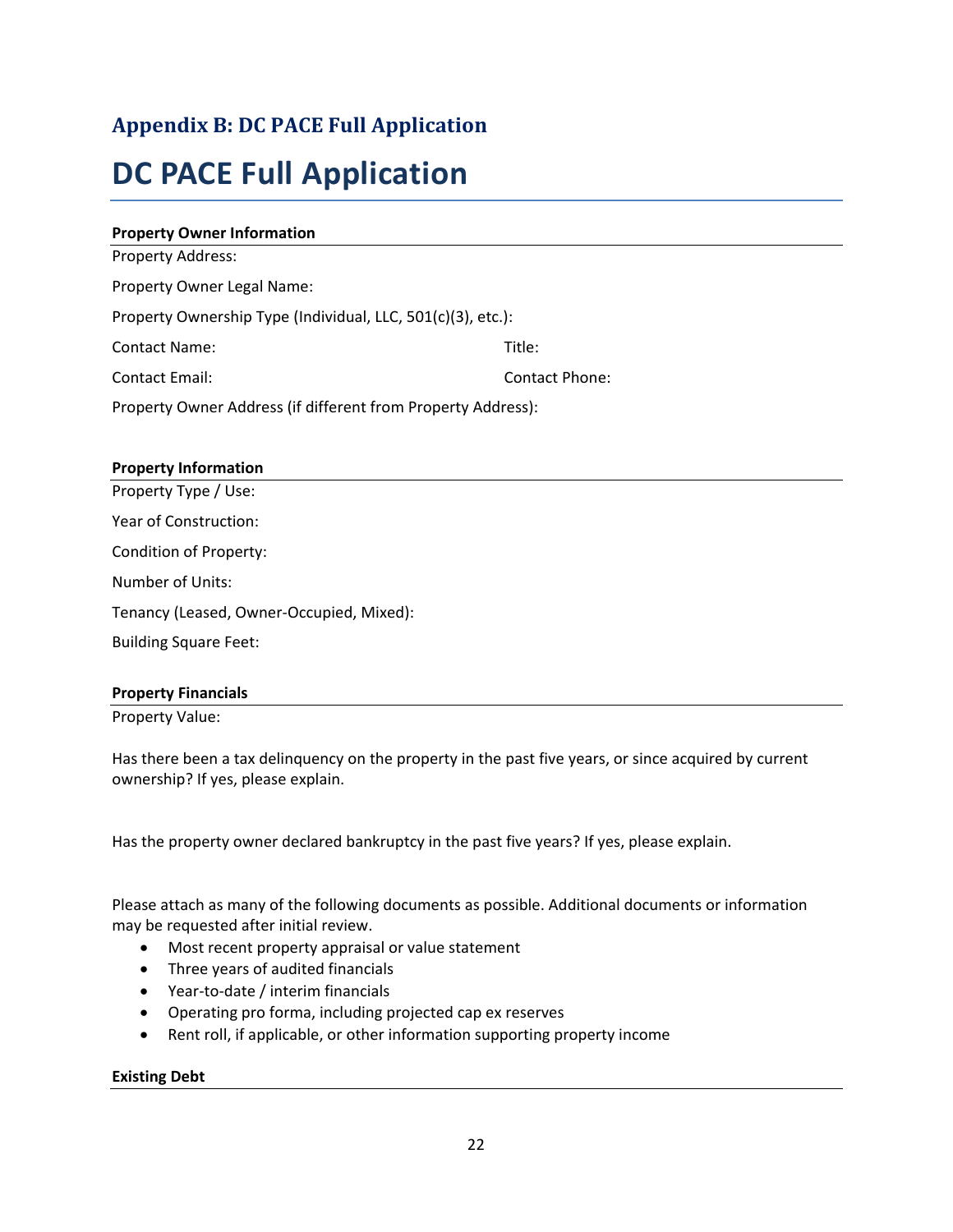## Appendix B: DC PACE Full Application

# DC PACE Full Application

**Property Owner Information**

Property Address:

Property Owner Legal Name:

Property Ownership Type (Individual, LLC, 501(c)(3), etc.):

Contact Name: Title:

Contact Email: Contact Phone:

Property Owner Address (if different from Property Address):

**Property Information**

Property Type / Use:

Year of Construction:

Condition of Property:

Number of Units:

Tenancy (Leased, Owner-Occupied, Mixed):

Building Square Feet:

**Property Financials**

Property Value:

Has there been a tax delinquency on the property in the past five years, or since acquired by current ownership? If yes, please explain.

Has the property owner declared bankruptcy in the past five years? If yes, please explain.

Please attach as many of the following documents as possible. Additional documents or information may be requested after initial review.

- Most recent property appraisal or value statement
- Three years of audited financials
- Year-to-date / interim financials
- Operating pro forma, including projected cap ex reserves
- Rent roll, if applicable, or other information supporting property income

**Existing Debt**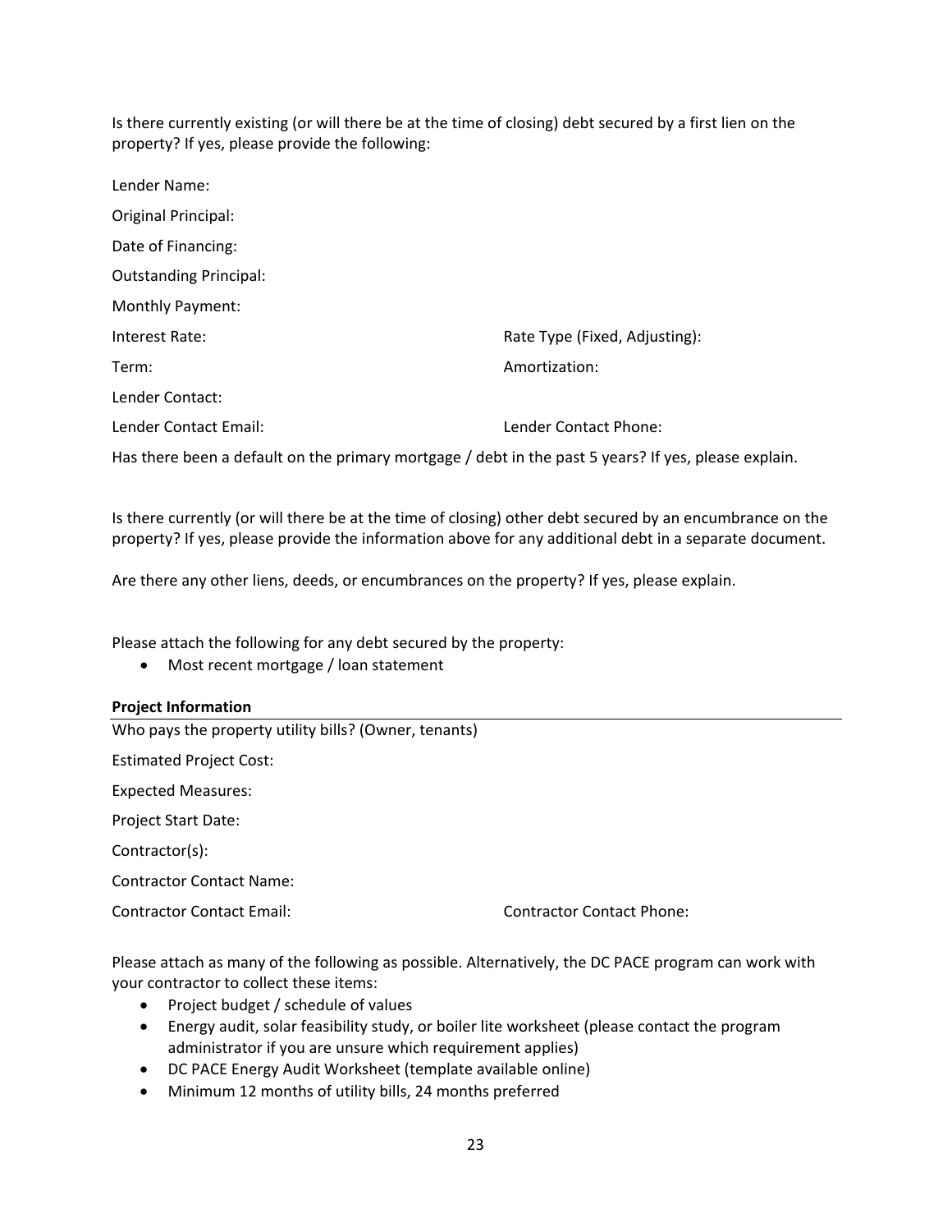Is there currently existing (or will there be at the time of closing) debt secured by a first lien on the property? If yes, please provide the following:

Lender Name:

Original Principal:

Date of Financing:

Outstanding Principal:

Monthly Payment:

Interest Rate: Rate Type (Fixed, Adjusting):

Term: Amortization:

Lender Contact:

Lender Contact Email: Lender Contact Phone:

Has there been a default on the primary mortgage / debt in the past 5 years? If yes, please explain.

Is there currently (or will there be at the time of closing) other debt secured by an encumbrance on the property? If yes, please provide the information above for any additional debt in a separate document.

Are there any other liens, deeds, or encumbrances on the property? If yes, please explain.

Please attach the following for any debt secured by the property:

- Most recent mortgage / loan statement

**Project Information**

Who pays the property utility bills? (Owner, tenants)

Estimated Project Cost:

Expected Measures:

Project Start Date:

Contractor(s):

Contractor Contact Name:

Contractor Contact Email: Contractor Contact Phone:

Please attach as many of the following as possible. Alternatively, the DC PACE program can work with your contractor to collect these items:

- Project budget / schedule of values
- Energy audit, solar feasibility study, or boiler lite worksheet (please contact the program administrator if you are unsure which requirement applies)
- DC PACE Energy Audit Worksheet (template available online)
- Minimum 12 months of utility bills, 24 months preferred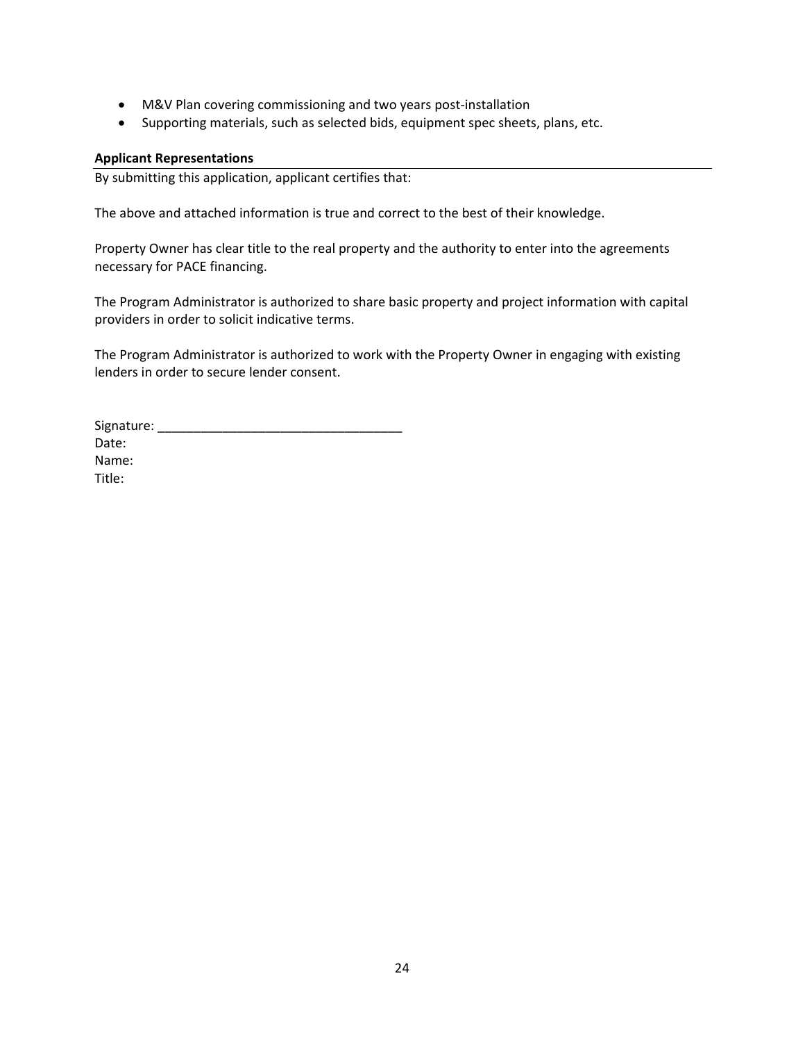- M&V Plan covering commissioning and two years post-installation
- Supporting materials, such as selected bids, equipment spec sheets, plans, etc.

**Applicant Representations**

By submitting this application, applicant certifies that:

The above and attached information is true and correct to the best of their knowledge.

Property Owner has clear title to the real property and the authority to enter into the agreements necessary for PACE financing.

The Program Administrator is authorized to share basic property and project information with capital providers in order to solicit indicative terms.

The Program Administrator is authorized to work with the Property Owner in engaging with existing lenders in order to secure lender consent.

Signature: ___________________________________
Date:
Name:
Title: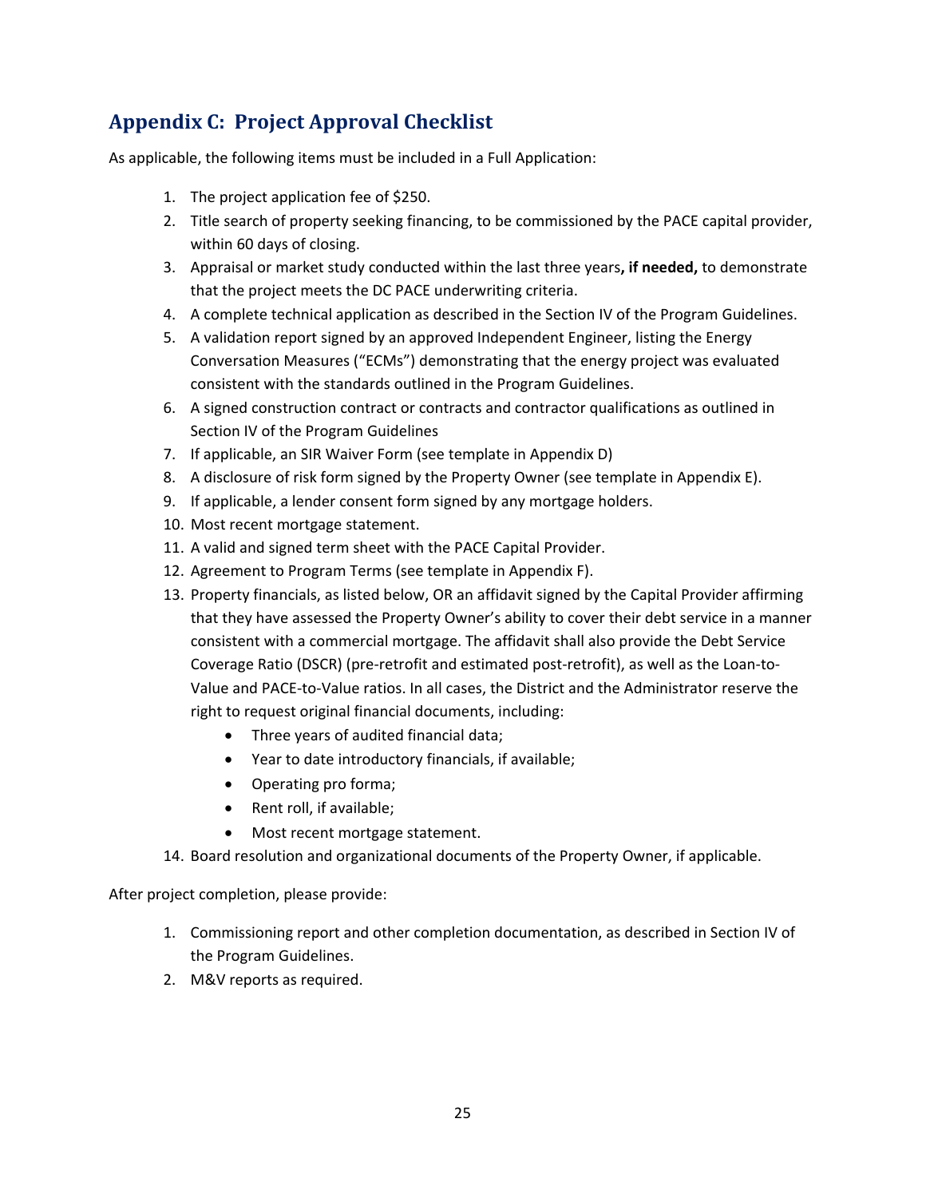## Appendix C: Project Approval Checklist

As applicable, the following items must be included in a Full Application:

1. The project application fee of $250.
2. Title search of property seeking financing, to be commissioned by the PACE capital provider, within 60 days of closing.
3. Appraisal or market study conducted within the last three years**, if needed,** to demonstrate that the project meets the DC PACE underwriting criteria.
4. A complete technical application as described in the Section IV of the Program Guidelines.
5. A validation report signed by an approved Independent Engineer, listing the Energy Conversation Measures ("ECMs") demonstrating that the energy project was evaluated consistent with the standards outlined in the Program Guidelines.
6. A signed construction contract or contracts and contractor qualifications as outlined in Section IV of the Program Guidelines
7. If applicable, an SIR Waiver Form (see template in Appendix D)
8. A disclosure of risk form signed by the Property Owner (see template in Appendix E).
9. If applicable, a lender consent form signed by any mortgage holders.
10. Most recent mortgage statement.
11. A valid and signed term sheet with the PACE Capital Provider.
12. Agreement to Program Terms (see template in Appendix F).
13. Property financials, as listed below, OR an affidavit signed by the Capital Provider affirming that they have assessed the Property Owner's ability to cover their debt service in a manner consistent with a commercial mortgage. The affidavit shall also provide the Debt Service Coverage Ratio (DSCR) (pre-retrofit and estimated post-retrofit), as well as the Loan-to-Value and PACE-to-Value ratios. In all cases, the District and the Administrator reserve the right to request original financial documents, including:
    - Three years of audited financial data;
    - Year to date introductory financials, if available;
    - Operating pro forma;
    - Rent roll, if available;
    - Most recent mortgage statement.
14. Board resolution and organizational documents of the Property Owner, if applicable.

After project completion, please provide:

1. Commissioning report and other completion documentation, as described in Section IV of the Program Guidelines.
2. M&V reports as required.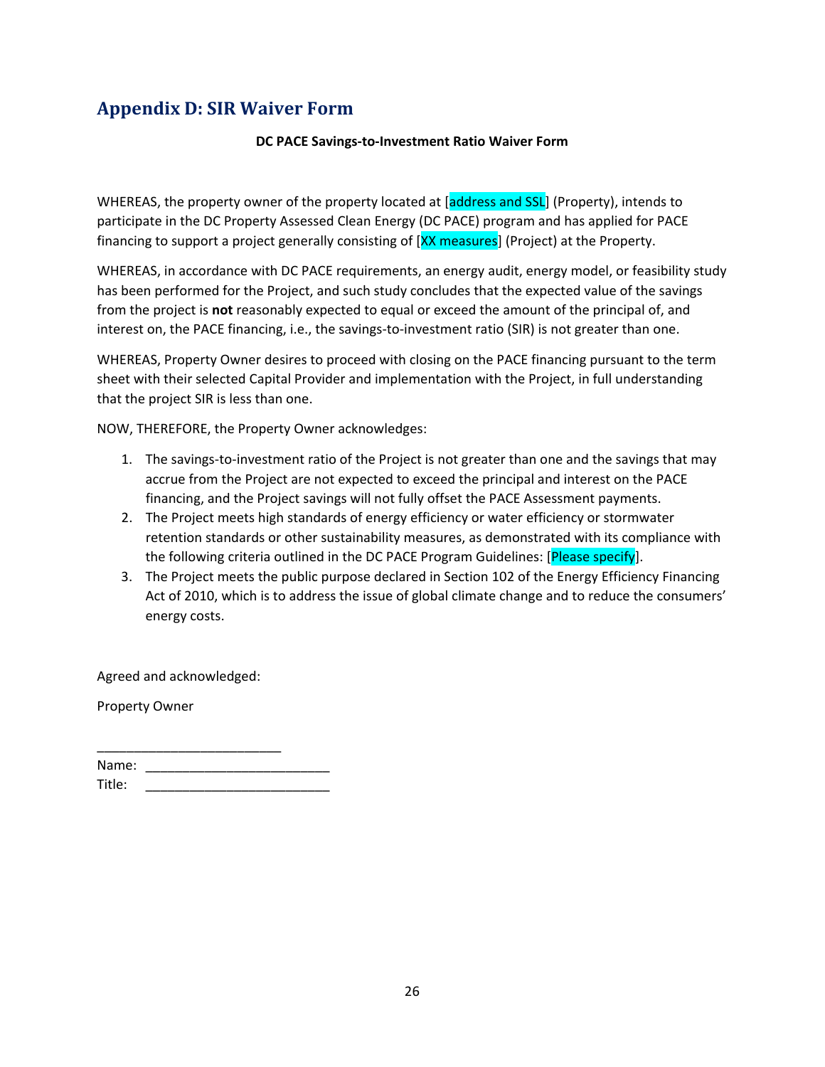## Appendix D: SIR Waiver Form

**DC PACE Savings-to-Investment Ratio Waiver Form**

WHEREAS, the property owner of the property located at [address and SSL] (Property), intends to participate in the DC Property Assessed Clean Energy (DC PACE) program and has applied for PACE financing to support a project generally consisting of [XX measures] (Project) at the Property.

WHEREAS, in accordance with DC PACE requirements, an energy audit, energy model, or feasibility study has been performed for the Project, and such study concludes that the expected value of the savings from the project is **not** reasonably expected to equal or exceed the amount of the principal of, and interest on, the PACE financing, i.e., the savings-to-investment ratio (SIR) is not greater than one.

WHEREAS, Property Owner desires to proceed with closing on the PACE financing pursuant to the term sheet with their selected Capital Provider and implementation with the Project, in full understanding that the project SIR is less than one.

NOW, THEREFORE, the Property Owner acknowledges:

1. The savings-to-investment ratio of the Project is not greater than one and the savings that may accrue from the Project are not expected to exceed the principal and interest on the PACE financing, and the Project savings will not fully offset the PACE Assessment payments.
2. The Project meets high standards of energy efficiency or water efficiency or stormwater retention standards or other sustainability measures, as demonstrated with its compliance with the following criteria outlined in the DC PACE Program Guidelines: [Please specify].
3. The Project meets the public purpose declared in Section 102 of the Energy Efficiency Financing Act of 2010, which is to address the issue of global climate change and to reduce the consumers' energy costs.

Agreed and acknowledged:

Property Owner

_________________________

Name: _________________________

Title: _________________________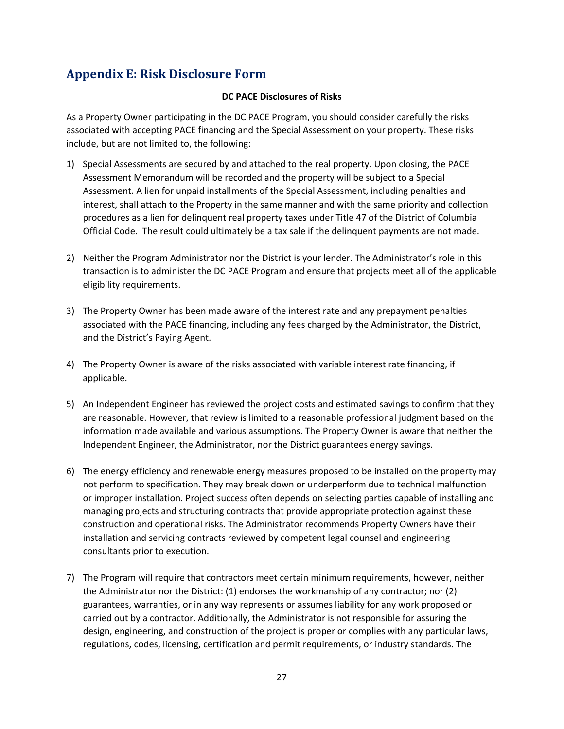## Appendix E: Risk Disclosure Form

**DC PACE Disclosures of Risks**

As a Property Owner participating in the DC PACE Program, you should consider carefully the risks associated with accepting PACE financing and the Special Assessment on your property. These risks include, but are not limited to, the following:

1) Special Assessments are secured by and attached to the real property. Upon closing, the PACE Assessment Memorandum will be recorded and the property will be subject to a Special Assessment. A lien for unpaid installments of the Special Assessment, including penalties and interest, shall attach to the Property in the same manner and with the same priority and collection procedures as a lien for delinquent real property taxes under Title 47 of the District of Columbia Official Code. The result could ultimately be a tax sale if the delinquent payments are not made.

2) Neither the Program Administrator nor the District is your lender. The Administrator's role in this transaction is to administer the DC PACE Program and ensure that projects meet all of the applicable eligibility requirements.

3) The Property Owner has been made aware of the interest rate and any prepayment penalties associated with the PACE financing, including any fees charged by the Administrator, the District, and the District's Paying Agent.

4) The Property Owner is aware of the risks associated with variable interest rate financing, if applicable.

5) An Independent Engineer has reviewed the project costs and estimated savings to confirm that they are reasonable. However, that review is limited to a reasonable professional judgment based on the information made available and various assumptions. The Property Owner is aware that neither the Independent Engineer, the Administrator, nor the District guarantees energy savings.

6) The energy efficiency and renewable energy measures proposed to be installed on the property may not perform to specification. They may break down or underperform due to technical malfunction or improper installation. Project success often depends on selecting parties capable of installing and managing projects and structuring contracts that provide appropriate protection against these construction and operational risks. The Administrator recommends Property Owners have their installation and servicing contracts reviewed by competent legal counsel and engineering consultants prior to execution.

7) The Program will require that contractors meet certain minimum requirements, however, neither the Administrator nor the District: (1) endorses the workmanship of any contractor; nor (2) guarantees, warranties, or in any way represents or assumes liability for any work proposed or carried out by a contractor. Additionally, the Administrator is not responsible for assuring the design, engineering, and construction of the project is proper or complies with any particular laws, regulations, codes, licensing, certification and permit requirements, or industry standards. The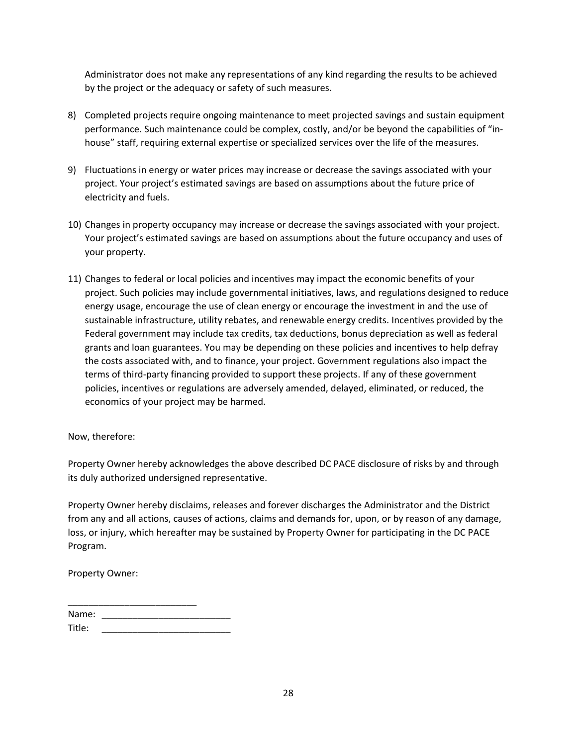Administrator does not make any representations of any kind regarding the results to be achieved by the project or the adequacy or safety of such measures.

8) Completed projects require ongoing maintenance to meet projected savings and sustain equipment performance. Such maintenance could be complex, costly, and/or be beyond the capabilities of "in-house" staff, requiring external expertise or specialized services over the life of the measures.

9) Fluctuations in energy or water prices may increase or decrease the savings associated with your project. Your project's estimated savings are based on assumptions about the future price of electricity and fuels.

10) Changes in property occupancy may increase or decrease the savings associated with your project. Your project's estimated savings are based on assumptions about the future occupancy and uses of your property.

11) Changes to federal or local policies and incentives may impact the economic benefits of your project. Such policies may include governmental initiatives, laws, and regulations designed to reduce energy usage, encourage the use of clean energy or encourage the investment in and the use of sustainable infrastructure, utility rebates, and renewable energy credits. Incentives provided by the Federal government may include tax credits, tax deductions, bonus depreciation as well as federal grants and loan guarantees. You may be depending on these policies and incentives to help defray the costs associated with, and to finance, your project. Government regulations also impact the terms of third-party financing provided to support these projects. If any of these government policies, incentives or regulations are adversely amended, delayed, eliminated, or reduced, the economics of your project may be harmed.

Now, therefore:

Property Owner hereby acknowledges the above described DC PACE disclosure of risks by and through its duly authorized undersigned representative.

Property Owner hereby disclaims, releases and forever discharges the Administrator and the District from any and all actions, causes of actions, claims and demands for, upon, or by reason of any damage, loss, or injury, which hereafter may be sustained by Property Owner for participating in the DC PACE Program.

Property Owner:

_________________________

Name: _________________________

Title: _________________________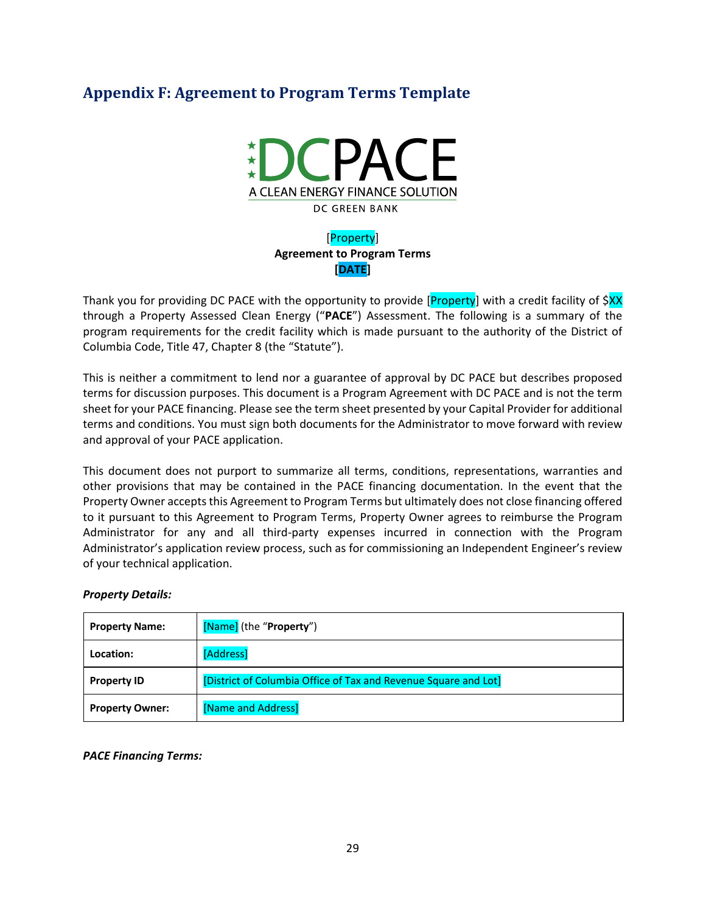## Appendix F: Agreement to Program Terms Template

DCPACE
A CLEAN ENERGY FINANCE SOLUTION
DC GREEN BANK

[Property]
**Agreement to Program Terms**
**[DATE]**

Thank you for providing DC PACE with the opportunity to provide [Property] with a credit facility of $XX through a Property Assessed Clean Energy ("**PACE**") Assessment. The following is a summary of the program requirements for the credit facility which is made pursuant to the authority of the District of Columbia Code, Title 47, Chapter 8 (the "Statute").

This is neither a commitment to lend nor a guarantee of approval by DC PACE but describes proposed terms for discussion purposes. This document is a Program Agreement with DC PACE and is not the term sheet for your PACE financing. Please see the term sheet presented by your Capital Provider for additional terms and conditions. You must sign both documents for the Administrator to move forward with review and approval of your PACE application.

This document does not purport to summarize all terms, conditions, representations, warranties and other provisions that may be contained in the PACE financing documentation. In the event that the Property Owner accepts this Agreement to Program Terms but ultimately does not close financing offered to it pursuant to this Agreement to Program Terms, Property Owner agrees to reimburse the Program Administrator for any and all third-party expenses incurred in connection with the Program Administrator's application review process, such as for commissioning an Independent Engineer's review of your technical application.

***Property Details:***

| | |
|---|---|
| **Property Name:** | [Name] (the "**Property**") |
| **Location:** | [Address] |
| **Property ID** | [District of Columbia Office of Tax and Revenue Square and Lot] |
| **Property Owner:** | [Name and Address] |

***PACE Financing Terms:***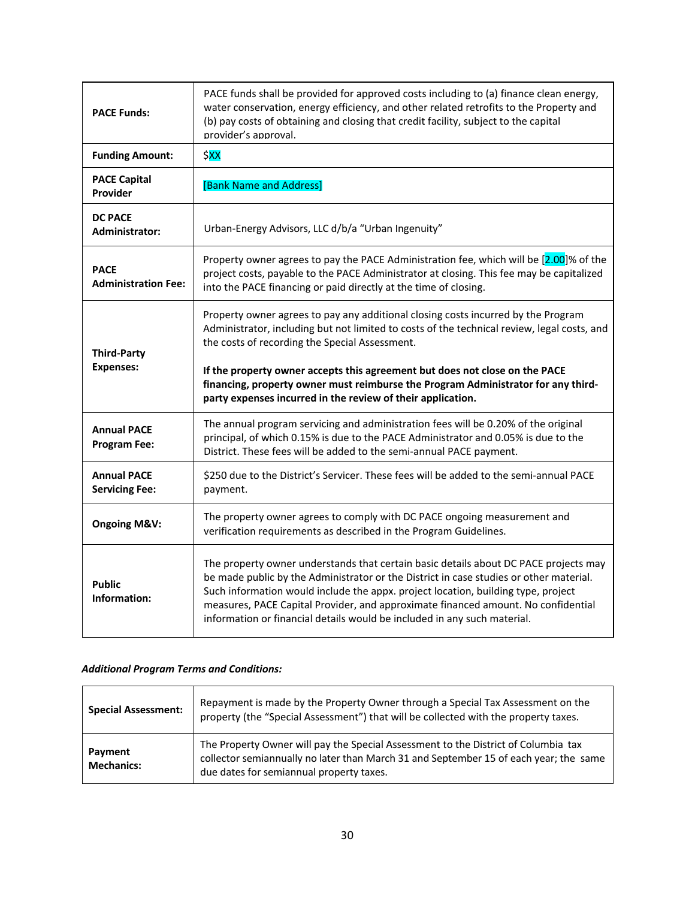| | |
|---|---|
| **PACE Funds:** | PACE funds shall be provided for approved costs including to (a) finance clean energy, water conservation, energy efficiency, and other related retrofits to the Property and (b) pay costs of obtaining and closing that credit facility, subject to the capital provider's approval. |
| **Funding Amount:** | $XX |
| **PACE Capital Provider** | [Bank Name and Address] |
| **DC PACE Administrator:** | Urban-Energy Advisors, LLC d/b/a "Urban Ingenuity" |
| **PACE Administration Fee:** | Property owner agrees to pay the PACE Administration fee, which will be [2.00]% of the project costs, payable to the PACE Administrator at closing. This fee may be capitalized into the PACE financing or paid directly at the time of closing. |
| **Third-Party Expenses:** | Property owner agrees to pay any additional closing costs incurred by the Program Administrator, including but not limited to costs of the technical review, legal costs, and the costs of recording the Special Assessment.<br><br>**If the property owner accepts this agreement but does not close on the PACE financing, property owner must reimburse the Program Administrator for any third-party expenses incurred in the review of their application.** |
| **Annual PACE Program Fee:** | The annual program servicing and administration fees will be 0.20% of the original principal, of which 0.15% is due to the PACE Administrator and 0.05% is due to the District. These fees will be added to the semi-annual PACE payment. |
| **Annual PACE Servicing Fee:** | $250 due to the District's Servicer. These fees will be added to the semi-annual PACE payment. |
| **Ongoing M&V:** | The property owner agrees to comply with DC PACE ongoing measurement and verification requirements as described in the Program Guidelines. |
| **Public Information:** | The property owner understands that certain basic details about DC PACE projects may be made public by the Administrator or the District in case studies or other material. Such information would include the appx. project location, building type, project measures, PACE Capital Provider, and approximate financed amount. No confidential information or financial details would be included in any such material. |

***Additional Program Terms and Conditions:***

| | |
|---|---|
| **Special Assessment:** | Repayment is made by the Property Owner through a Special Tax Assessment on the property (the "Special Assessment") that will be collected with the property taxes. |
| **Payment Mechanics:** | The Property Owner will pay the Special Assessment to the District of Columbia tax collector semiannually no later than March 31 and September 15 of each year; the same due dates for semiannual property taxes. |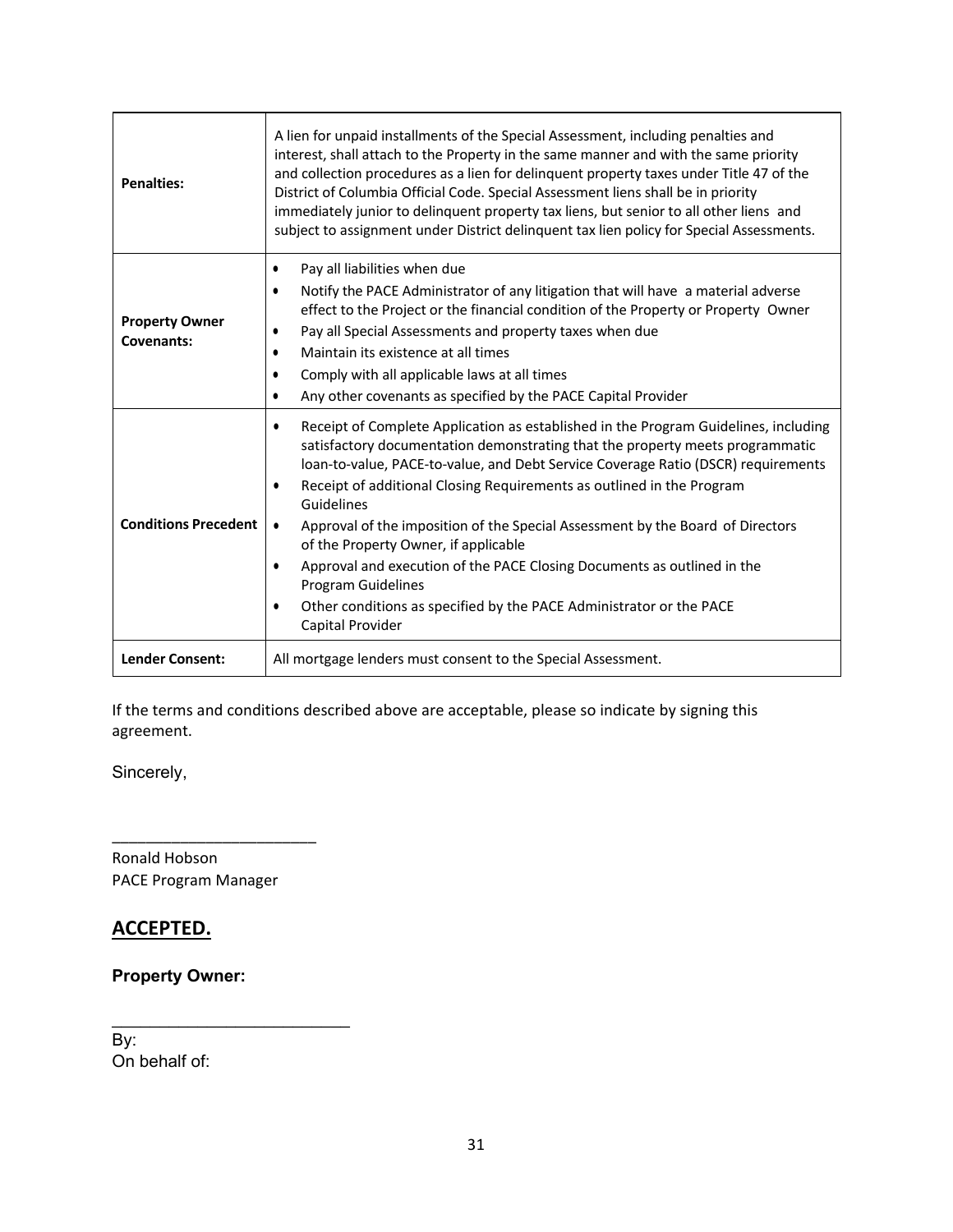| | |
|---|---|
| **Penalties:** | A lien for unpaid installments of the Special Assessment, including penalties and interest, shall attach to the Property in the same manner and with the same priority and collection procedures as a lien for delinquent property taxes under Title 47 of the District of Columbia Official Code. Special Assessment liens shall be in priority immediately junior to delinquent property tax liens, but senior to all other liens and subject to assignment under District delinquent tax lien policy for Special Assessments. |
| **Property Owner Covenants:** | • Pay all liabilities when due<br>• Notify the PACE Administrator of any litigation that will have a material adverse effect to the Project or the financial condition of the Property or Property Owner<br>• Pay all Special Assessments and property taxes when due<br>• Maintain its existence at all times<br>• Comply with all applicable laws at all times<br>• Any other covenants as specified by the PACE Capital Provider |
| **Conditions Precedent** | • Receipt of Complete Application as established in the Program Guidelines, including satisfactory documentation demonstrating that the property meets programmatic loan-to-value, PACE-to-value, and Debt Service Coverage Ratio (DSCR) requirements<br>• Receipt of additional Closing Requirements as outlined in the Program Guidelines<br>• Approval of the imposition of the Special Assessment by the Board of Directors of the Property Owner, if applicable<br>• Approval and execution of the PACE Closing Documents as outlined in the Program Guidelines<br>• Other conditions as specified by the PACE Administrator or the PACE Capital Provider |
| **Lender Consent:** | All mortgage lenders must consent to the Special Assessment. |

If the terms and conditions described above are acceptable, please so indicate by signing this agreement.

Sincerely,

\_\_\_\_\_\_\_\_\_\_\_\_\_\_\_\_\_\_\_\_\_\_\_\_

Ronald Hobson
PACE Program Manager

## ACCEPTED.

**Property Owner:**

\_\_\_\_\_\_\_\_\_\_\_\_\_\_\_\_\_\_\_\_\_\_\_\_\_\_

By:
On behalf of: